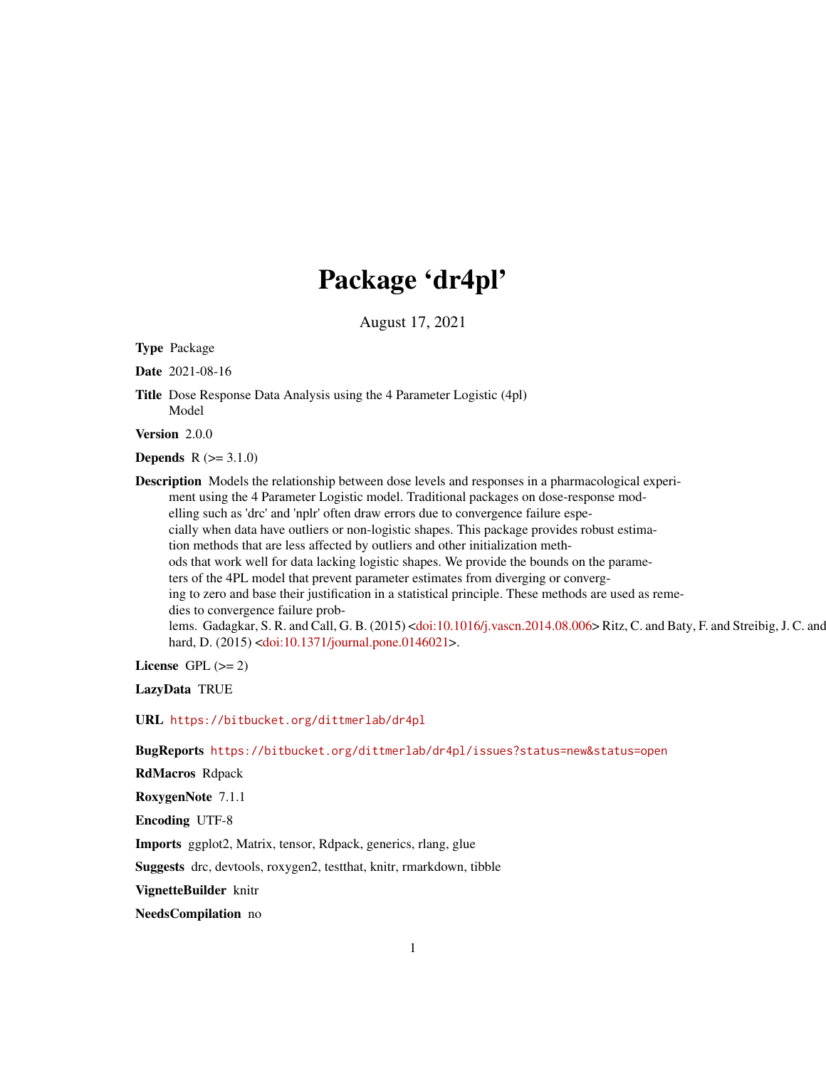# Package 'dr4pl'

August 17, 2021

**Type** Package

**Date** 2021-08-16

**Title** Dose Response Data Analysis using the 4 Parameter Logistic (4pl) Model

**Version** 2.0.0

**Depends** R (>= 3.1.0)

**Description** Models the relationship between dose levels and responses in a pharmacological experiment using the 4 Parameter Logistic model. Traditional packages on dose-response modelling such as 'drc' and 'nplr' often draw errors due to convergence failure especially when data have outliers or non-logistic shapes. This package provides robust estimation methods that are less affected by outliers and other initialization methods that work well for data lacking logistic shapes. We provide the bounds on the parameters of the 4PL model that prevent parameter estimates from diverging or converging to zero and base their justification in a statistical principle. These methods are used as remedies to convergence failure problems. Gadagkar, S. R. and Call, G. B. (2015) <doi:10.1016/j.vascn.2014.08.006> Ritz, C. and Baty, F. and Streibig, J. C. and Gerhard, D. (2015) <doi:10.1371/journal.pone.0146021>.

**License** GPL (>= 2)

**LazyData** TRUE

**URL** https://bitbucket.org/dittmerlab/dr4pl

**BugReports** https://bitbucket.org/dittmerlab/dr4pl/issues?status=new&status=open

**RdMacros** Rdpack

**RoxygenNote** 7.1.1

**Encoding** UTF-8

**Imports** ggplot2, Matrix, tensor, Rdpack, generics, rlang, glue

**Suggests** drc, devtools, roxygen2, testthat, knitr, rmarkdown, tibble

**VignetteBuilder** knitr

**NeedsCompilation** no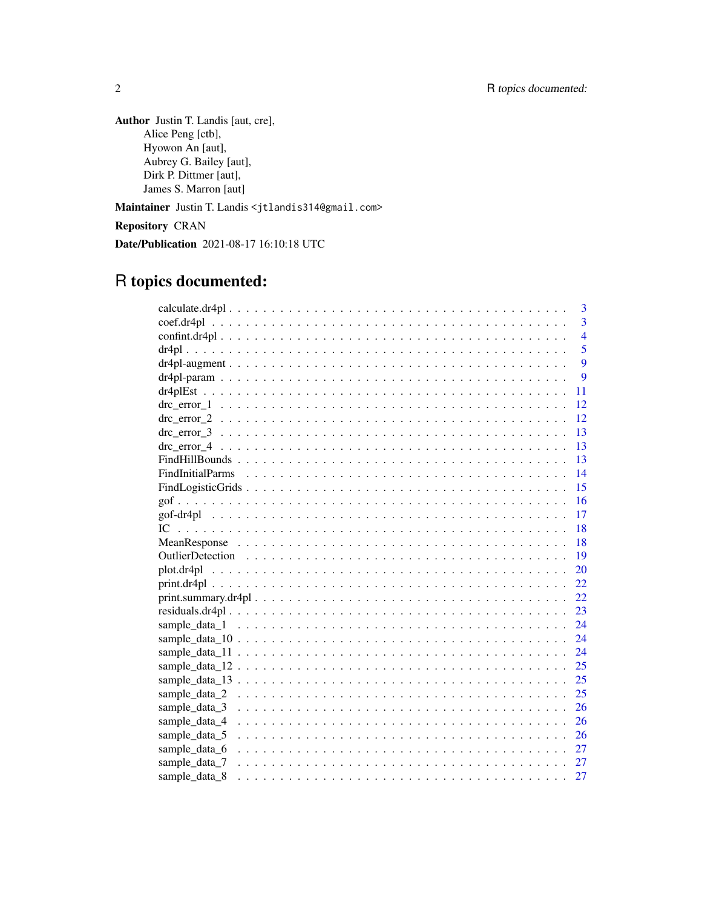**Author** Justin T. Landis [aut, cre],
Alice Peng [ctb],
Hyowon An [aut],
Aubrey G. Bailey [aut],
Dirk P. Dittmer [aut],
James S. Marron [aut]

**Maintainer** Justin T. Landis <jtlandis314@gmail.com>

**Repository** CRAN

**Date/Publication** 2021-08-17 16:10:18 UTC

# R topics documented:

| | |
|---|---|
| calculate.dr4pl | 3 |
| coef.dr4pl | 3 |
| confint.dr4pl | 4 |
| dr4pl | 5 |
| dr4pl-augment | 9 |
| dr4pl-param | 9 |
| dr4plEst | 11 |
| drc_error_1 | 12 |
| drc_error_2 | 12 |
| drc_error_3 | 13 |
| drc_error_4 | 13 |
| FindHillBounds | 13 |
| FindInitialParms | 14 |
| FindLogisticGrids | 15 |
| gof | 16 |
| gof-dr4pl | 17 |
| IC | 18 |
| MeanResponse | 18 |
| OutlierDetection | 19 |
| plot.dr4pl | 20 |
| print.dr4pl | 22 |
| print.summary.dr4pl | 22 |
| residuals.dr4pl | 23 |
| sample_data_1 | 24 |
| sample_data_10 | 24 |
| sample_data_11 | 24 |
| sample_data_12 | 25 |
| sample_data_13 | 25 |
| sample_data_2 | 25 |
| sample_data_3 | 26 |
| sample_data_4 | 26 |
| sample_data_5 | 26 |
| sample_data_6 | 27 |
| sample_data_7 | 27 |
| sample_data_8 | 27 |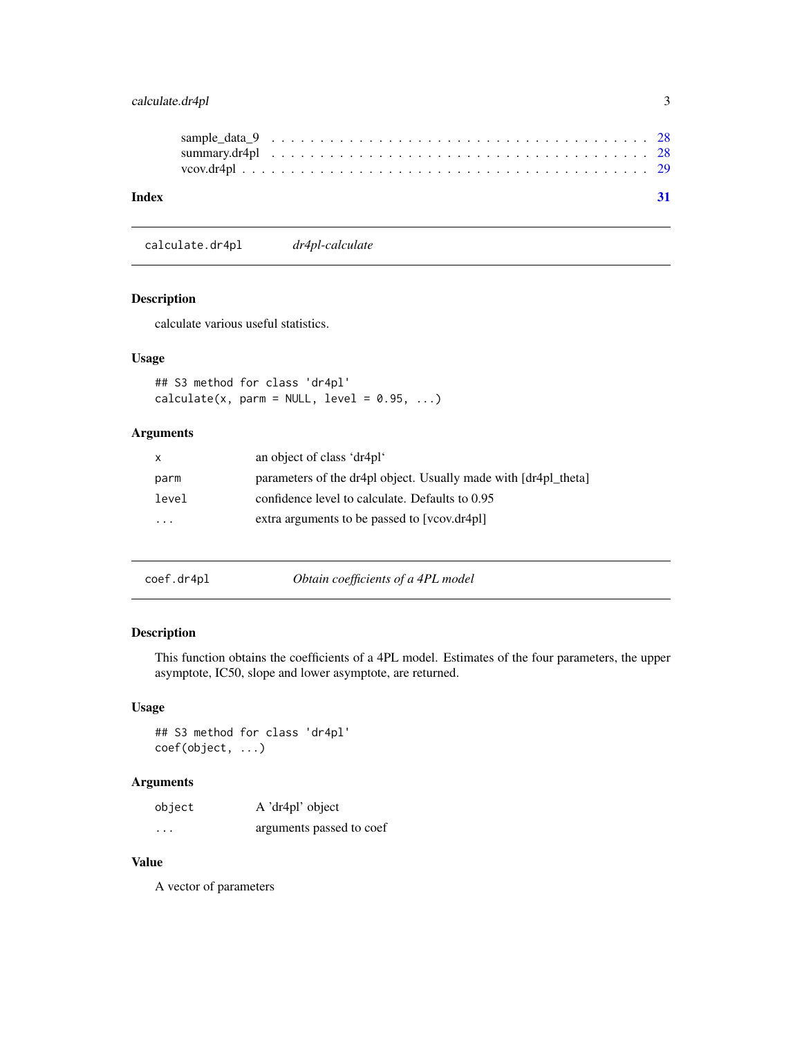sample_data_9 . . . . . . . . . . . . . . . . . . . . . . . . . . . . . . . . . . . . 28
summary.dr4pl . . . . . . . . . . . . . . . . . . . . . . . . . . . . . . . . . . . . 28
vcov.dr4pl . . . . . . . . . . . . . . . . . . . . . . . . . . . . . . . . . . . . . . 29

**Index** **31**

---

## calculate.dr4pl *dr4pl-calculate*

### Description

calculate various useful statistics.

### Usage

```
## S3 method for class 'dr4pl'
calculate(x, parm = NULL, level = 0.95, ...)
```

### Arguments

| | |
|---|---|
| x | an object of class 'dr4pl' |
| parm | parameters of the dr4pl object. Usually made with [dr4pl_theta] |
| level | confidence level to calculate. Defaults to 0.95 |
| ... | extra arguments to be passed to [vcov.dr4pl] |

---

## coef.dr4pl *Obtain coefficients of a 4PL model*

### Description

This function obtains the coefficients of a 4PL model. Estimates of the four parameters, the upper asymptote, IC50, slope and lower asymptote, are returned.

### Usage

```
## S3 method for class 'dr4pl'
coef(object, ...)
```

### Arguments

| | |
|---|---|
| object | A 'dr4pl' object |
| ... | arguments passed to coef |

### Value

A vector of parameters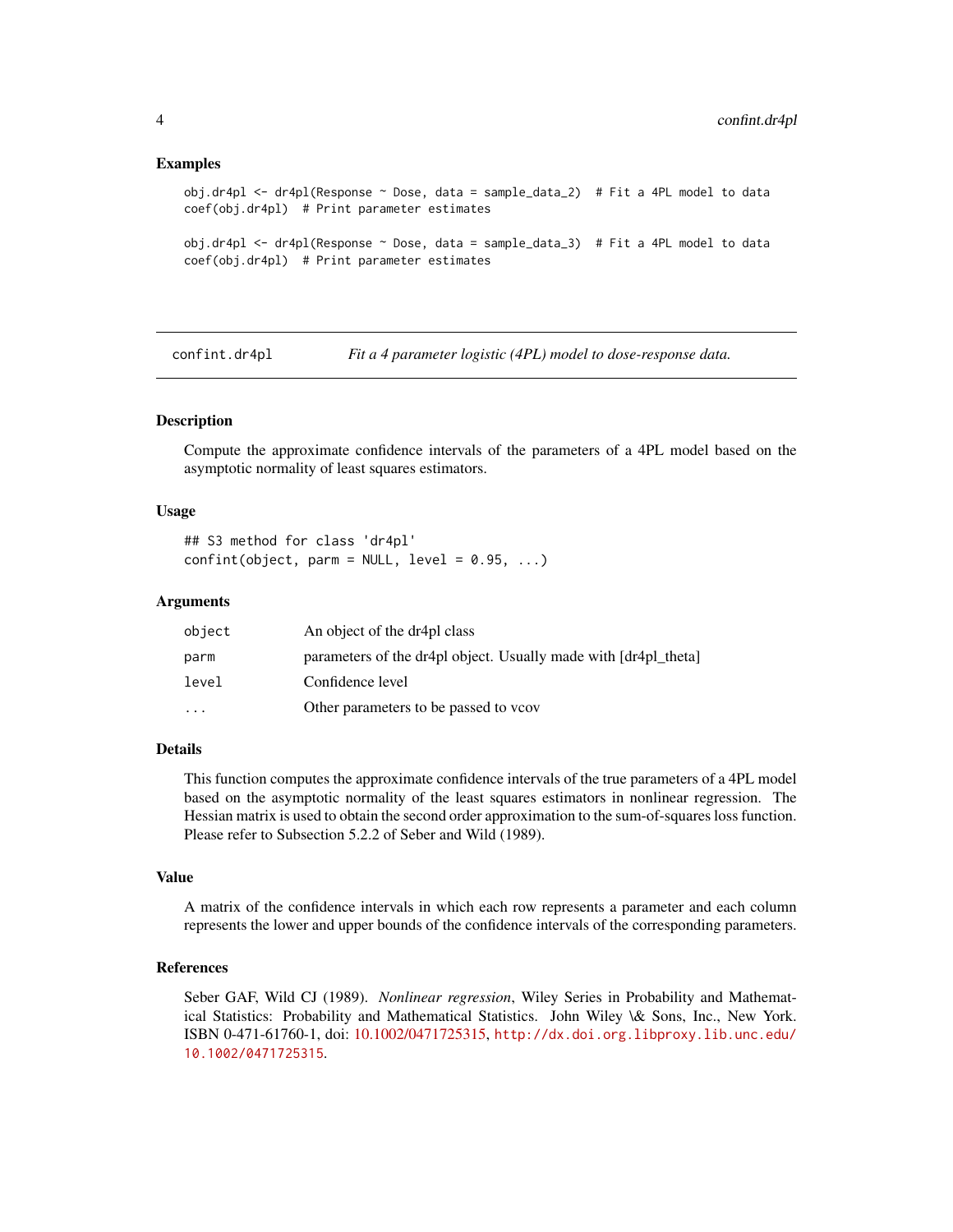### Examples

```
obj.dr4pl <- dr4pl(Response ~ Dose, data = sample_data_2)  # Fit a 4PL model to data
coef(obj.dr4pl)  # Print parameter estimates

obj.dr4pl <- dr4pl(Response ~ Dose, data = sample_data_3)  # Fit a 4PL model to data
coef(obj.dr4pl)  # Print parameter estimates
```

---

## confint.dr4pl — *Fit a 4 parameter logistic (4PL) model to dose-response data.*

### Description

Compute the approximate confidence intervals of the parameters of a 4PL model based on the asymptotic normality of least squares estimators.

### Usage

```
## S3 method for class 'dr4pl'
confint(object, parm = NULL, level = 0.95, ...)
```

### Arguments

| | |
|---|---|
| `object` | An object of the dr4pl class |
| `parm` | parameters of the dr4pl object. Usually made with [dr4pl_theta] |
| `level` | Confidence level |
| `...` | Other parameters to be passed to vcov |

### Details

This function computes the approximate confidence intervals of the true parameters of a 4PL model based on the asymptotic normality of the least squares estimators in nonlinear regression. The Hessian matrix is used to obtain the second order approximation to the sum-of-squares loss function. Please refer to Subsection 5.2.2 of Seber and Wild (1989).

### Value

A matrix of the confidence intervals in which each row represents a parameter and each column represents the lower and upper bounds of the confidence intervals of the corresponding parameters.

### References

Seber GAF, Wild CJ (1989). *Nonlinear regression*, Wiley Series in Probability and Mathematical Statistics: Probability and Mathematical Statistics. John Wiley \& Sons, Inc., New York. ISBN 0-471-61760-1, doi: 10.1002/0471725315, `http://dx.doi.org.libproxy.lib.unc.edu/10.1002/0471725315`.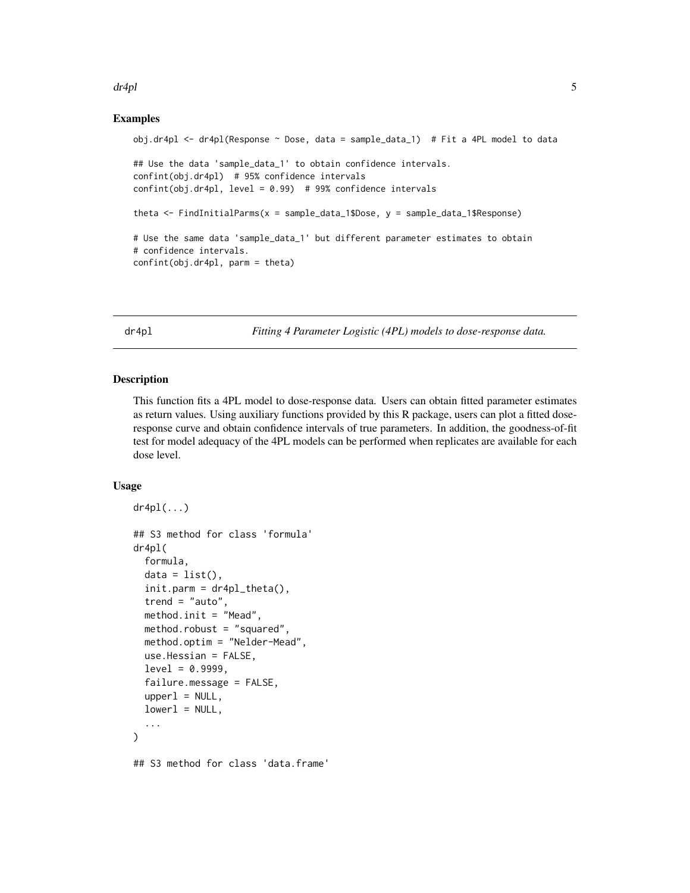### Examples

```
obj.dr4pl <- dr4pl(Response ~ Dose, data = sample_data_1)  # Fit a 4PL model to data

## Use the data 'sample_data_1' to obtain confidence intervals.
confint(obj.dr4pl)  # 95% confidence intervals
confint(obj.dr4pl, level = 0.99)  # 99% confidence intervals

theta <- FindInitialParms(x = sample_data_1$Dose, y = sample_data_1$Response)

# Use the same data 'sample_data_1' but different parameter estimates to obtain
# confidence intervals.
confint(obj.dr4pl, parm = theta)
```

---

## dr4pl — *Fitting 4 Parameter Logistic (4PL) models to dose-response data.*

---

### Description

This function fits a 4PL model to dose-response data. Users can obtain fitted parameter estimates as return values. Using auxiliary functions provided by this R package, users can plot a fitted dose-response curve and obtain confidence intervals of true parameters. In addition, the goodness-of-fit test for model adequacy of the 4PL models can be performed when replicates are available for each dose level.

### Usage

```
dr4pl(...)

## S3 method for class 'formula'
dr4pl(
  formula,
  data = list(),
  init.parm = dr4pl_theta(),
  trend = "auto",
  method.init = "Mead",
  method.robust = "squared",
  method.optim = "Nelder-Mead",
  use.Hessian = FALSE,
  level = 0.9999,
  failure.message = FALSE,
  upperl = NULL,
  lowerl = NULL,
  ...
)

## S3 method for class 'data.frame'
```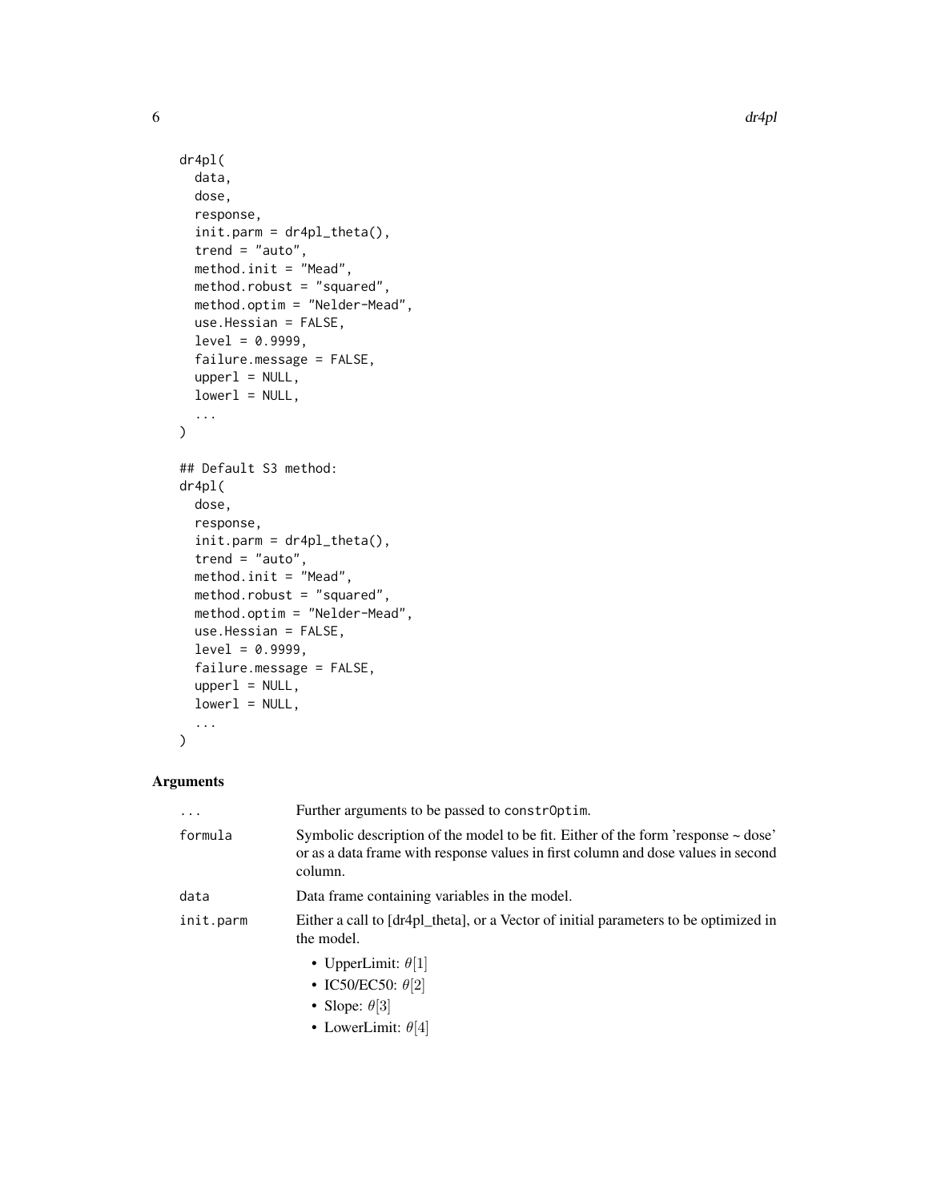```
dr4pl(
  data,
  dose,
  response,
  init.parm = dr4pl_theta(),
  trend = "auto",
  method.init = "Mead",
  method.robust = "squared",
  method.optim = "Nelder-Mead",
  use.Hessian = FALSE,
  level = 0.9999,
  failure.message = FALSE,
  upperl = NULL,
  lowerl = NULL,
  ...
)

## Default S3 method:
dr4pl(
  dose,
  response,
  init.parm = dr4pl_theta(),
  trend = "auto",
  method.init = "Mead",
  method.robust = "squared",
  method.optim = "Nelder-Mead",
  use.Hessian = FALSE,
  level = 0.9999,
  failure.message = FALSE,
  upperl = NULL,
  lowerl = NULL,
  ...
)
```

## Arguments

| | |
|---|---|
| `...` | Further arguments to be passed to `constrOptim`. |
| `formula` | Symbolic description of the model to be fit. Either of the form 'response ~ dose' or as a data frame with response values in first column and dose values in second column. |
| `data` | Data frame containing variables in the model. |
| `init.parm` | Either a call to [dr4pl_theta], or a Vector of initial parameters to be optimized in the model.<br>• UpperLimit: $\theta[1]$<br>• IC50/EC50: $\theta[2]$<br>• Slope: $\theta[3]$<br>• LowerLimit: $\theta[4]$ |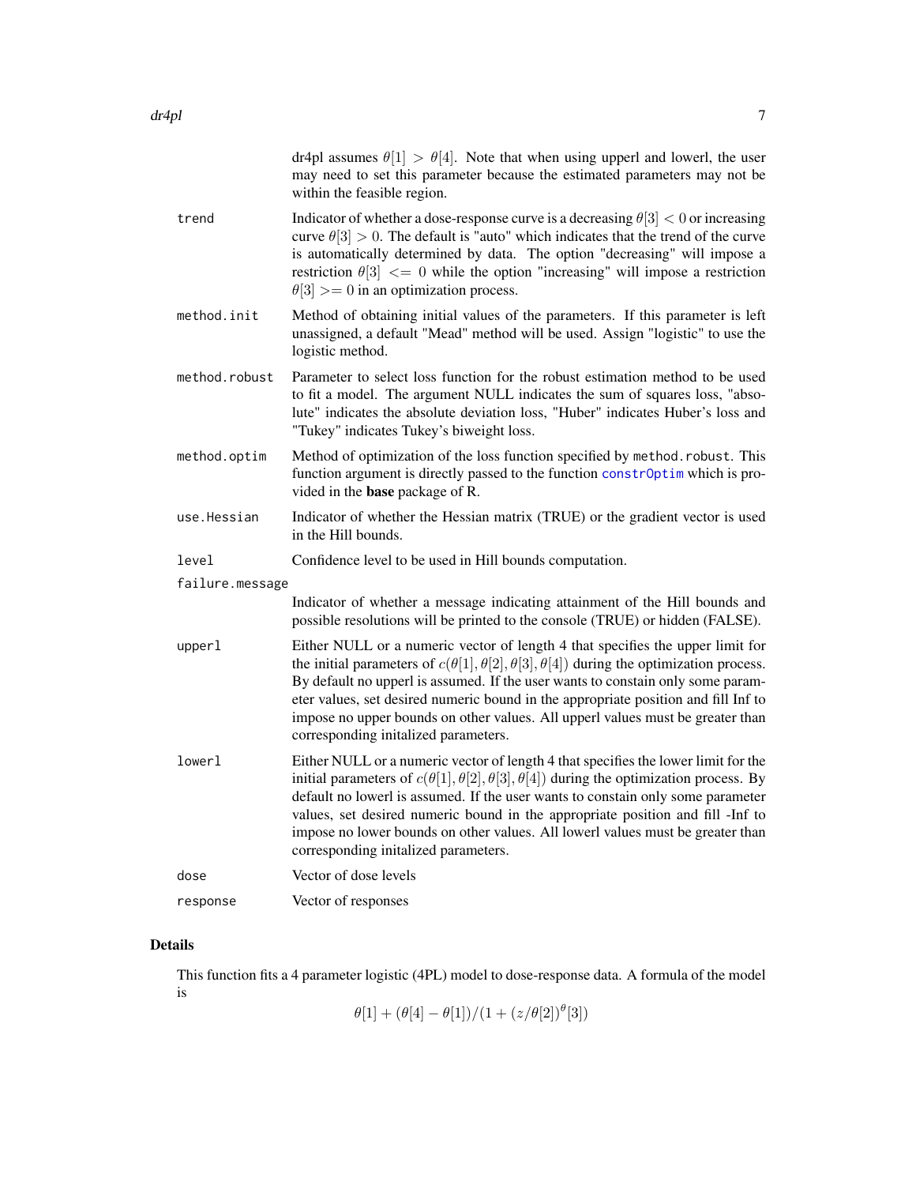dr4pl assumes $\theta[1] > \theta[4]$. Note that when using upperl and lowerl, the user may need to set this parameter because the estimated parameters may not be within the feasible region.

`trend`
: Indicator of whether a dose-response curve is a decreasing $\theta[3] < 0$ or increasing curve $\theta[3] > 0$. The default is "auto" which indicates that the trend of the curve is automatically determined by data. The option "decreasing" will impose a restriction $\theta[3] <= 0$ while the option "increasing" will impose a restriction $\theta[3] >= 0$ in an optimization process.

`method.init`
: Method of obtaining initial values of the parameters. If this parameter is left unassigned, a default "Mead" method will be used. Assign "logistic" to use the logistic method.

`method.robust`
: Parameter to select loss function for the robust estimation method to be used to fit a model. The argument NULL indicates the sum of squares loss, "absolute" indicates the absolute deviation loss, "Huber" indicates Huber's loss and "Tukey" indicates Tukey's biweight loss.

`method.optim`
: Method of optimization of the loss function specified by `method.robust`. This function argument is directly passed to the function `constrOptim` which is provided in the **base** package of R.

`use.Hessian`
: Indicator of whether the Hessian matrix (TRUE) or the gradient vector is used in the Hill bounds.

`level`
: Confidence level to be used in Hill bounds computation.

`failure.message`
: Indicator of whether a message indicating attainment of the Hill bounds and possible resolutions will be printed to the console (TRUE) or hidden (FALSE).

`upperl`
: Either NULL or a numeric vector of length 4 that specifies the upper limit for the initial parameters of $c(\theta[1], \theta[2], \theta[3], \theta[4])$ during the optimization process. By default no upperl is assumed. If the user wants to constain only some parameter values, set desired numeric bound in the appropriate position and fill Inf to impose no upper bounds on other values. All upperl values must be greater than corresponding initalized parameters.

`lowerl`
: Either NULL or a numeric vector of length 4 that specifies the lower limit for the initial parameters of $c(\theta[1], \theta[2], \theta[3], \theta[4])$ during the optimization process. By default no lowerl is assumed. If the user wants to constain only some parameter values, set desired numeric bound in the appropriate position and fill -Inf to impose no lower bounds on other values. All lowerl values must be greater than corresponding initalized parameters.

`dose`
: Vector of dose levels

`response`
: Vector of responses

## Details

This function fits a 4 parameter logistic (4PL) model to dose-response data. A formula of the model is

$$\theta[1] + (\theta[4] - \theta[1])/(1 + (z/\theta[2])^{\theta}[3])$$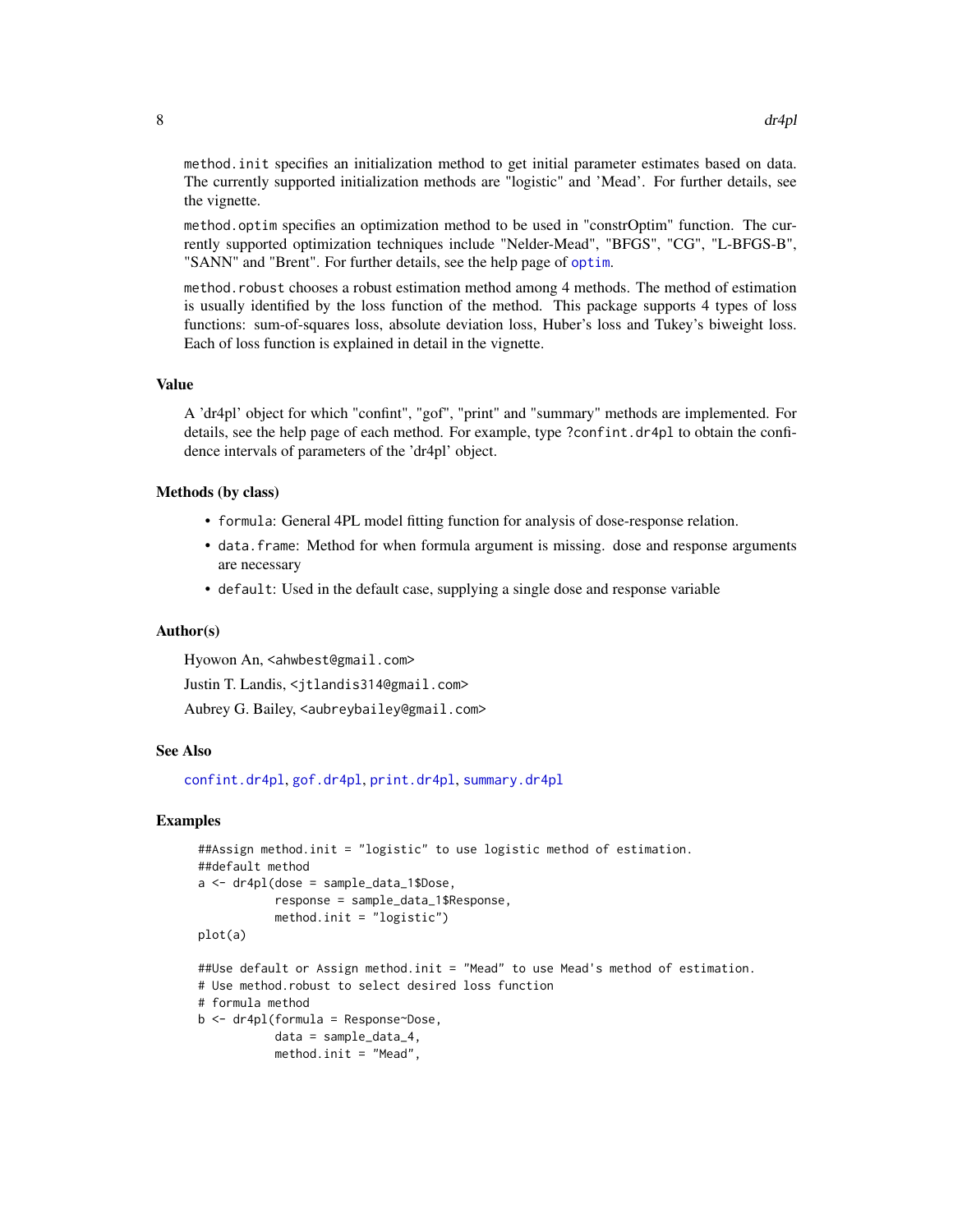method.init specifies an initialization method to get initial parameter estimates based on data. The currently supported initialization methods are "logistic" and 'Mead'. For further details, see the vignette.

method.optim specifies an optimization method to be used in "constrOptim" function. The currently supported optimization techniques include "Nelder-Mead", "BFGS", "CG", "L-BFGS-B", "SANN" and "Brent". For further details, see the help page of optim.

method.robust chooses a robust estimation method among 4 methods. The method of estimation is usually identified by the loss function of the method. This package supports 4 types of loss functions: sum-of-squares loss, absolute deviation loss, Huber's loss and Tukey's biweight loss. Each of loss function is explained in detail in the vignette.

## Value

A 'dr4pl' object for which "confint", "gof", "print" and "summary" methods are implemented. For details, see the help page of each method. For example, type ?confint.dr4pl to obtain the confidence intervals of parameters of the 'dr4pl' object.

## Methods (by class)

- formula: General 4PL model fitting function for analysis of dose-response relation.
- data.frame: Method for when formula argument is missing. dose and response arguments are necessary
- default: Used in the default case, supplying a single dose and response variable

## Author(s)

Hyowon An, <ahwbest@gmail.com>

Justin T. Landis, <jtlandis314@gmail.com>

Aubrey G. Bailey, <aubreybailey@gmail.com>

## See Also

confint.dr4pl, gof.dr4pl, print.dr4pl, summary.dr4pl

## Examples

```
##Assign method.init = "logistic" to use logistic method of estimation.
##default method
a <- dr4pl(dose = sample_data_1$Dose,
           response = sample_data_1$Response,
           method.init = "logistic")
plot(a)

##Use default or Assign method.init = "Mead" to use Mead's method of estimation.
# Use method.robust to select desired loss function
# formula method
b <- dr4pl(formula = Response~Dose,
           data = sample_data_4,
           method.init = "Mead",
```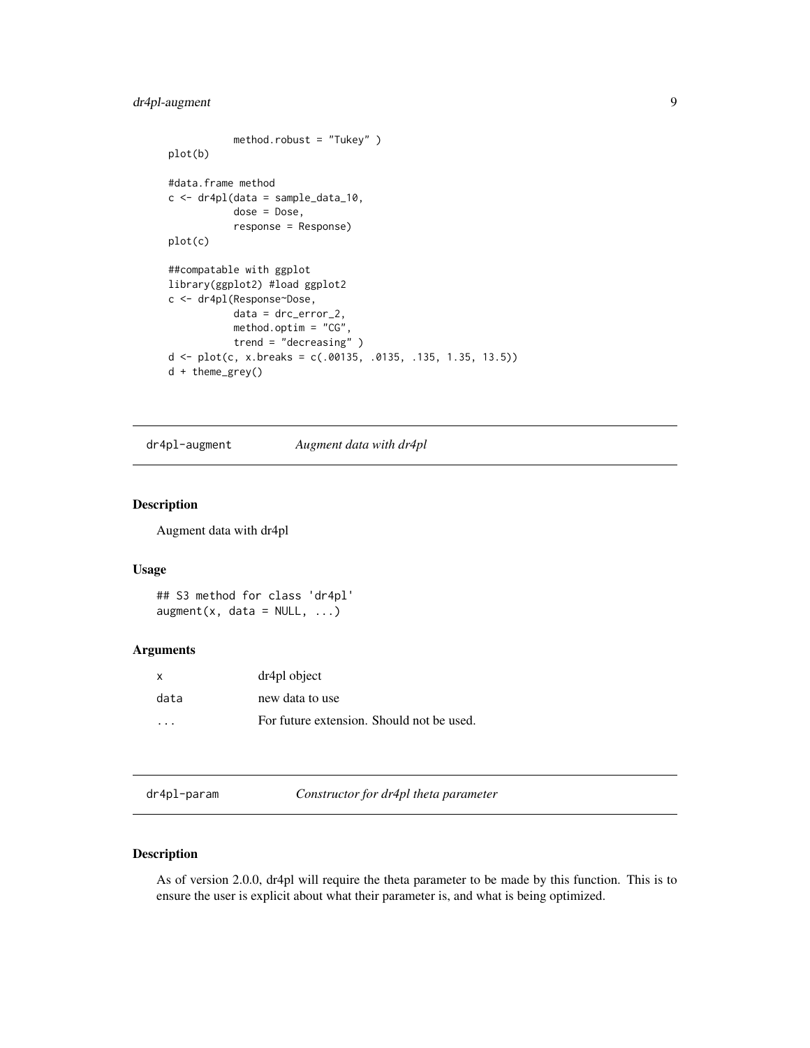```
          method.robust = "Tukey" )
plot(b)

#data.frame method
c <- dr4pl(data = sample_data_10,
           dose = Dose,
           response = Response)
plot(c)

##compatable with ggplot
library(ggplot2) #load ggplot2
c <- dr4pl(Response~Dose,
           data = drc_error_2,
           method.optim = "CG",
           trend = "decreasing" )
d <- plot(c, x.breaks = c(.00135, .0135, .135, 1.35, 13.5))
d + theme_grey()
```

## dr4pl-augment — *Augment data with dr4pl*

### Description

Augment data with dr4pl

### Usage

```
## S3 method for class 'dr4pl'
augment(x, data = NULL, ...)
```

### Arguments

| | |
|---|---|
| x | dr4pl object |
| data | new data to use |
| ... | For future extension. Should not be used. |

## dr4pl-param — *Constructor for dr4pl theta parameter*

### Description

As of version 2.0.0, dr4pl will require the theta parameter to be made by this function. This is to ensure the user is explicit about what their parameter is, and what is being optimized.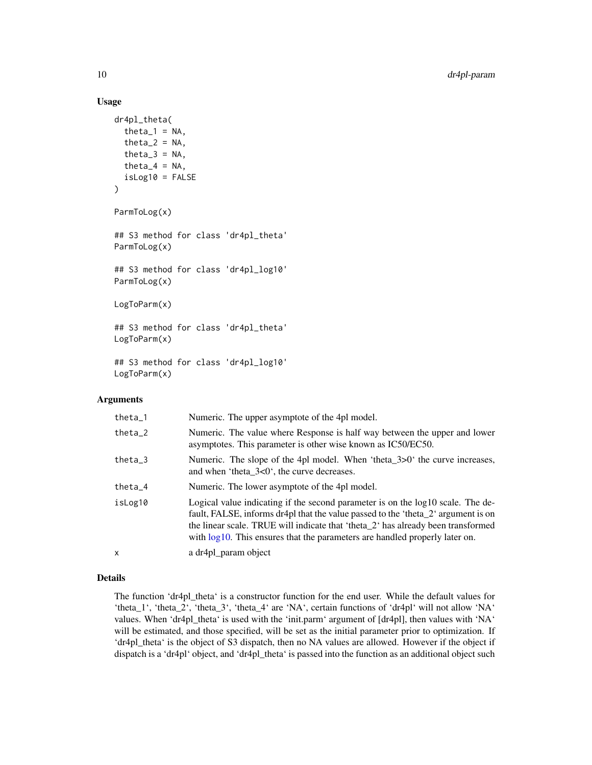### Usage

```
dr4pl_theta(
  theta_1 = NA,
  theta_2 = NA,
  theta_3 = NA,
  theta_4 = NA,
  isLog10 = FALSE
)

ParmToLog(x)

## S3 method for class 'dr4pl_theta'
ParmToLog(x)

## S3 method for class 'dr4pl_log10'
ParmToLog(x)

LogToParm(x)

## S3 method for class 'dr4pl_theta'
LogToParm(x)

## S3 method for class 'dr4pl_log10'
LogToParm(x)
```

### Arguments

| | |
|---|---|
| theta_1 | Numeric. The upper asymptote of the 4pl model. |
| theta_2 | Numeric. The value where Response is half way between the upper and lower asymptotes. This parameter is other wise known as IC50/EC50. |
| theta_3 | Numeric. The slope of the 4pl model. When 'theta_3>0' the curve increases, and when 'theta_3<0', the curve decreases. |
| theta_4 | Numeric. The lower asymptote of the 4pl model. |
| isLog10 | Logical value indicating if the second parameter is on the log10 scale. The default, FALSE, informs dr4pl that the value passed to the 'theta_2' argument is on the linear scale. TRUE will indicate that 'theta_2' has already been transformed with log10. This ensures that the parameters are handled properly later on. |
| x | a dr4pl_param object |

### Details

The function 'dr4pl_theta' is a constructor function for the end user. While the default values for 'theta_1', 'theta_2', 'theta_3', 'theta_4' are 'NA', certain functions of 'dr4pl' will not allow 'NA' values. When 'dr4pl_theta' is used with the 'init.parm' argument of [dr4pl], then values with 'NA' will be estimated, and those specified, will be set as the initial parameter prior to optimization. If 'dr4pl_theta' is the object of S3 dispatch, then no NA values are allowed. However if the object if dispatch is a 'dr4pl' object, and 'dr4pl_theta' is passed into the function as an additional object such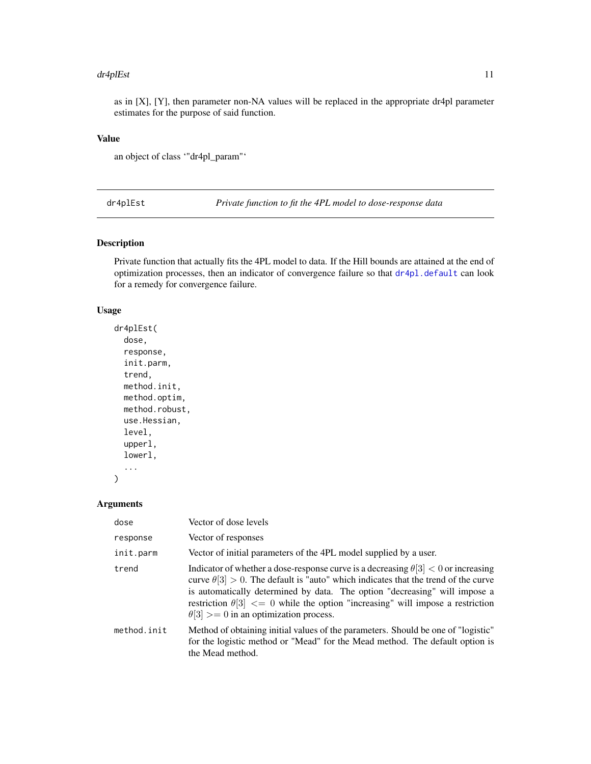as in [X], [Y], then parameter non-NA values will be replaced in the appropriate dr4pl parameter estimates for the purpose of said function.

### Value

an object of class '"dr4pl_param"'

---

## dr4plEst — *Private function to fit the 4PL model to dose-response data*

### Description

Private function that actually fits the 4PL model to data. If the Hill bounds are attained at the end of optimization processes, then an indicator of convergence failure so that dr4pl.default can look for a remedy for convergence failure.

### Usage

```
dr4plEst(
  dose,
  response,
  init.parm,
  trend,
  method.init,
  method.optim,
  method.robust,
  use.Hessian,
  level,
  upperl,
  lowerl,
  ...
)
```

### Arguments

| | |
|---|---|
| dose | Vector of dose levels |
| response | Vector of responses |
| init.parm | Vector of initial parameters of the 4PL model supplied by a user. |
| trend | Indicator of whether a dose-response curve is a decreasing $\theta[3] < 0$ or increasing curve $\theta[3] > 0$. The default is "auto" which indicates that the trend of the curve is automatically determined by data. The option "decreasing" will impose a restriction $\theta[3] <= 0$ while the option "increasing" will impose a restriction $\theta[3] >= 0$ in an optimization process. |
| method.init | Method of obtaining initial values of the parameters. Should be one of "logistic" for the logistic method or "Mead" for the Mead method. The default option is the Mead method. |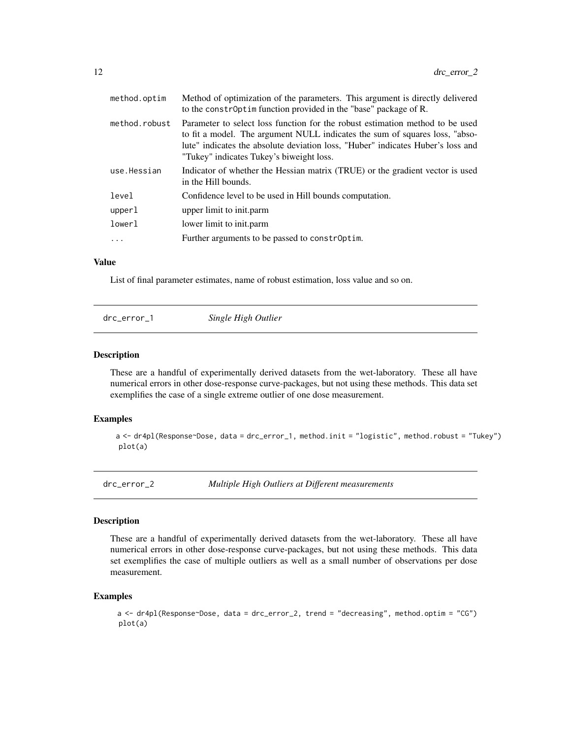| | |
|---|---|
| method.optim | Method of optimization of the parameters. This argument is directly delivered to the constrOptim function provided in the "base" package of R. |
| method.robust | Parameter to select loss function for the robust estimation method to be used to fit a model. The argument NULL indicates the sum of squares loss, "absolute" indicates the absolute deviation loss, "Huber" indicates Huber's loss and "Tukey" indicates Tukey's biweight loss. |
| use.Hessian | Indicator of whether the Hessian matrix (TRUE) or the gradient vector is used in the Hill bounds. |
| level | Confidence level to be used in Hill bounds computation. |
| upperl | upper limit to init.parm |
| lowerl | lower limit to init.parm |
| ... | Further arguments to be passed to constrOptim. |

### Value

List of final parameter estimates, name of robust estimation, loss value and so on.

## drc_error_1 *Single High Outlier*

### Description

These are a handful of experimentally derived datasets from the wet-laboratory. These all have numerical errors in other dose-response curve-packages, but not using these methods. This data set exemplifies the case of a single extreme outlier of one dose measurement.

### Examples

```
a <- dr4pl(Response~Dose, data = drc_error_1, method.init = "logistic", method.robust = "Tukey")
plot(a)
```

## drc_error_2 *Multiple High Outliers at Different measurements*

### Description

These are a handful of experimentally derived datasets from the wet-laboratory. These all have numerical errors in other dose-response curve-packages, but not using these methods. This data set exemplifies the case of multiple outliers as well as a small number of observations per dose measurement.

### Examples

```
a <- dr4pl(Response~Dose, data = drc_error_2, trend = "decreasing", method.optim = "CG")
plot(a)
```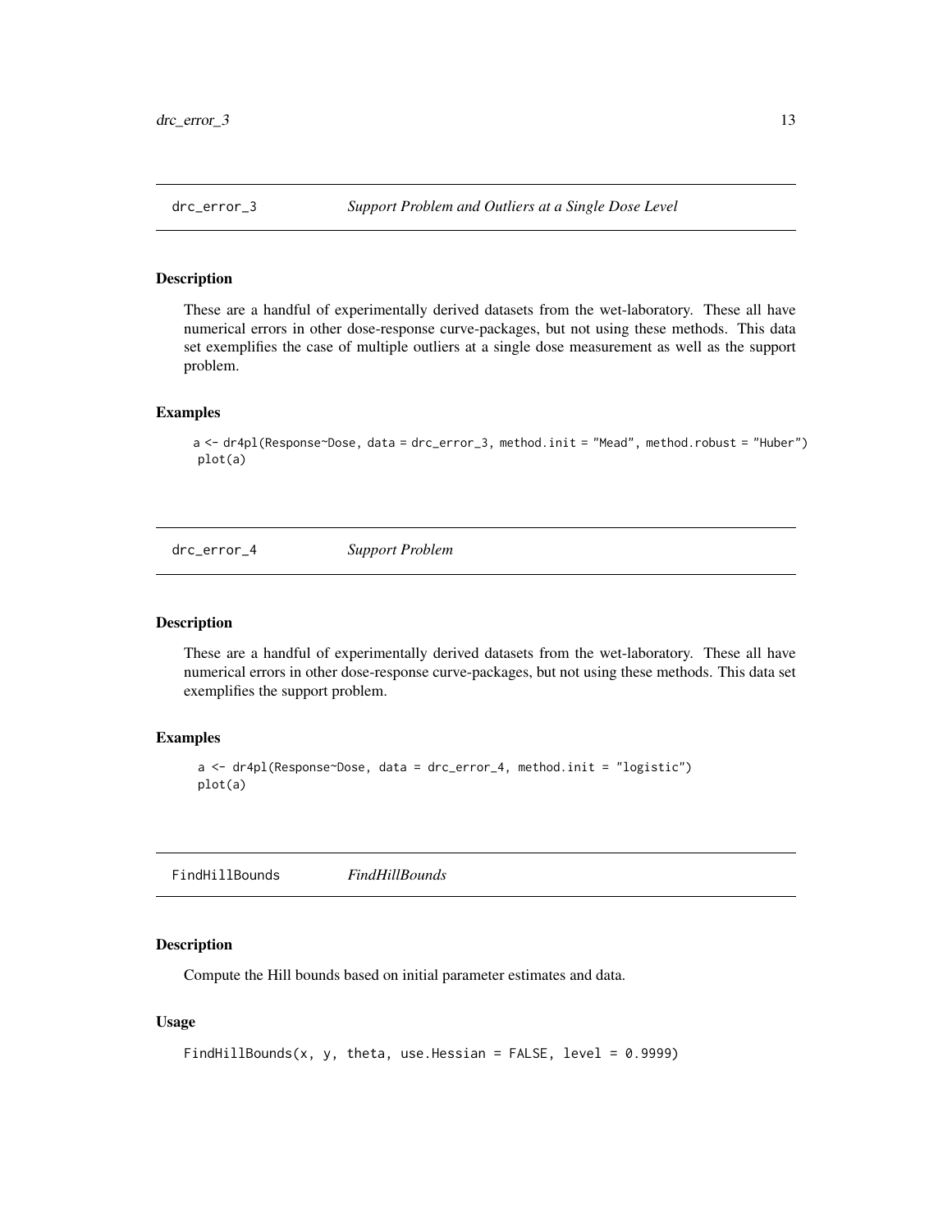## drc_error_3 — *Support Problem and Outliers at a Single Dose Level*

### Description

These are a handful of experimentally derived datasets from the wet-laboratory. These all have numerical errors in other dose-response curve-packages, but not using these methods. This data set exemplifies the case of multiple outliers at a single dose measurement as well as the support problem.

### Examples

```
a <- dr4pl(Response~Dose, data = drc_error_3, method.init = "Mead", method.robust = "Huber")
plot(a)
```

## drc_error_4 — *Support Problem*

### Description

These are a handful of experimentally derived datasets from the wet-laboratory. These all have numerical errors in other dose-response curve-packages, but not using these methods. This data set exemplifies the support problem.

### Examples

```
a <- dr4pl(Response~Dose, data = drc_error_4, method.init = "logistic")
plot(a)
```

## FindHillBounds — *FindHillBounds*

### Description

Compute the Hill bounds based on initial parameter estimates and data.

### Usage

```
FindHillBounds(x, y, theta, use.Hessian = FALSE, level = 0.9999)
```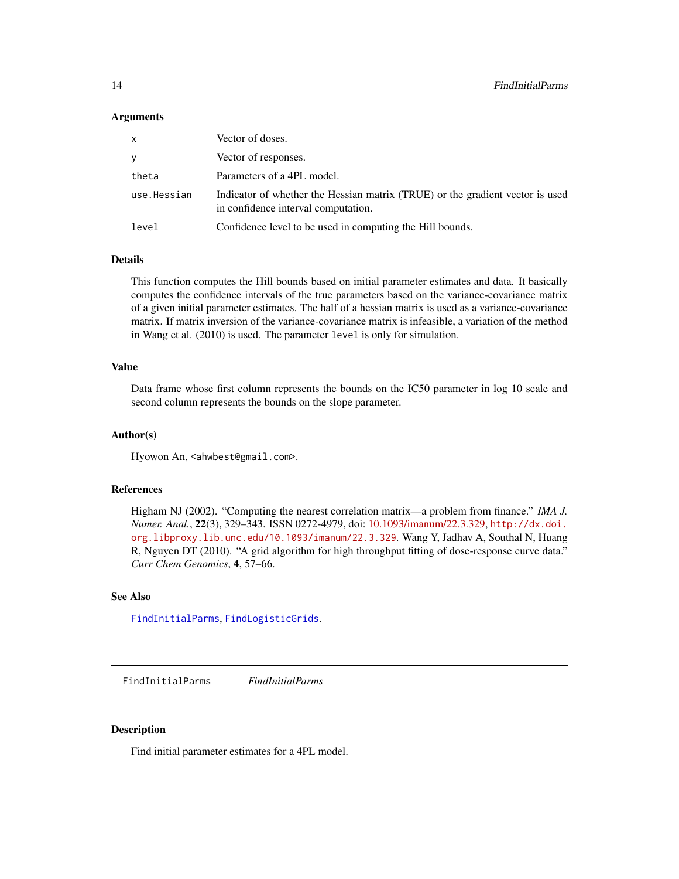### Arguments

| | |
|---|---|
| `x` | Vector of doses. |
| `y` | Vector of responses. |
| `theta` | Parameters of a 4PL model. |
| `use.Hessian` | Indicator of whether the Hessian matrix (TRUE) or the gradient vector is used in confidence interval computation. |
| `level` | Confidence level to be used in computing the Hill bounds. |

### Details

This function computes the Hill bounds based on initial parameter estimates and data. It basically computes the confidence intervals of the true parameters based on the variance-covariance matrix of a given initial parameter estimates. The half of a hessian matrix is used as a variance-covariance matrix. If matrix inversion of the variance-covariance matrix is infeasible, a variation of the method in Wang et al. (2010) is used. The parameter `level` is only for simulation.

### Value

Data frame whose first column represents the bounds on the IC50 parameter in log 10 scale and second column represents the bounds on the slope parameter.

### Author(s)

Hyowon An, <ahwbest@gmail.com>.

### References

Higham NJ (2002). "Computing the nearest correlation matrix—a problem from finance." *IMA J. Numer. Anal.*, **22**(3), 329–343. ISSN 0272-4979, doi: 10.1093/imanum/22.3.329, `http://dx.doi.org.libproxy.lib.unc.edu/10.1093/imanum/22.3.329`. Wang Y, Jadhav A, Southal N, Huang R, Nguyen DT (2010). "A grid algorithm for high throughput fitting of dose-response curve data." *Curr Chem Genomics*, **4**, 57–66.

### See Also

`FindInitialParms`, `FindLogisticGrids`.

---

## FindInitialParms &nbsp;&nbsp;&nbsp; *FindInitialParms*

### Description

Find initial parameter estimates for a 4PL model.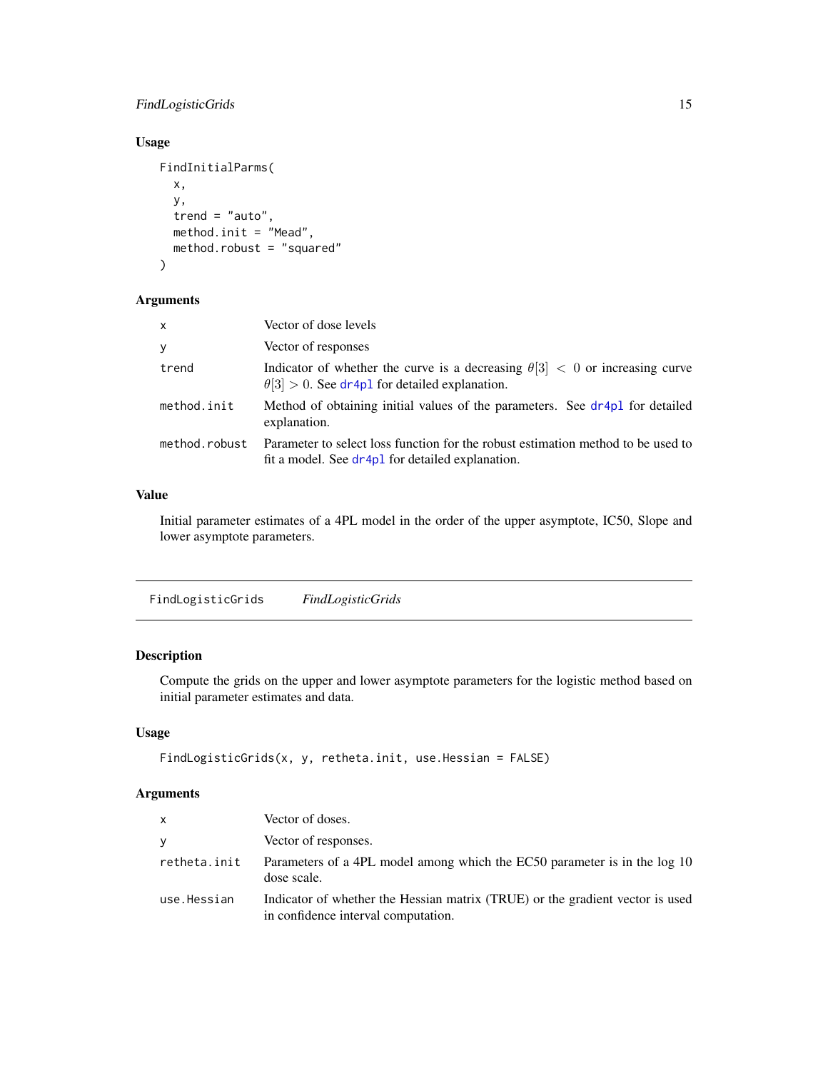### Usage

```
FindInitialParms(
  x,
  y,
  trend = "auto",
  method.init = "Mead",
  method.robust = "squared"
)
```

### Arguments

| | |
|---|---|
| x | Vector of dose levels |
| y | Vector of responses |
| trend | Indicator of whether the curve is a decreasing $\theta[3] < 0$ or increasing curve $\theta[3] > 0$. See dr4pl for detailed explanation. |
| method.init | Method of obtaining initial values of the parameters. See dr4pl for detailed explanation. |
| method.robust | Parameter to select loss function for the robust estimation method to be used to fit a model. See dr4pl for detailed explanation. |

### Value

Initial parameter estimates of a 4PL model in the order of the upper asymptote, IC50, Slope and lower asymptote parameters.

## FindLogisticGrids *FindLogisticGrids*

### Description

Compute the grids on the upper and lower asymptote parameters for the logistic method based on initial parameter estimates and data.

### Usage

```
FindLogisticGrids(x, y, retheta.init, use.Hessian = FALSE)
```

### Arguments

| | |
|---|---|
| x | Vector of doses. |
| y | Vector of responses. |
| retheta.init | Parameters of a 4PL model among which the EC50 parameter is in the log 10 dose scale. |
| use.Hessian | Indicator of whether the Hessian matrix (TRUE) or the gradient vector is used in confidence interval computation. |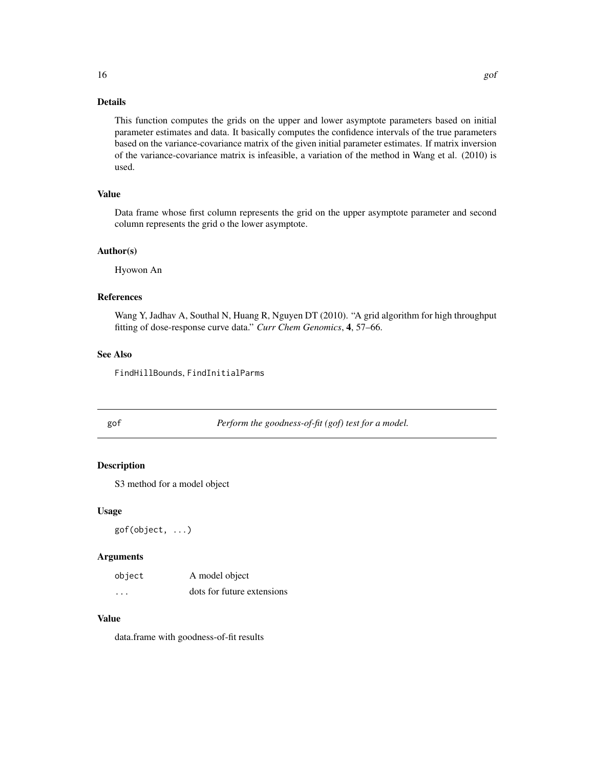### Details

This function computes the grids on the upper and lower asymptote parameters based on initial parameter estimates and data. It basically computes the confidence intervals of the true parameters based on the variance-covariance matrix of the given initial parameter estimates. If matrix inversion of the variance-covariance matrix is infeasible, a variation of the method in Wang et al. (2010) is used.

### Value

Data frame whose first column represents the grid on the upper asymptote parameter and second column represents the grid o the lower asymptote.

### Author(s)

Hyowon An

### References

Wang Y, Jadhav A, Southal N, Huang R, Nguyen DT (2010). "A grid algorithm for high throughput fitting of dose-response curve data." *Curr Chem Genomics*, **4**, 57–66.

### See Also

`FindHillBounds`, `FindInitialParms`

---

## `gof` — *Perform the goodness-of-fit (gof) test for a model.*

---

### Description

S3 method for a model object

### Usage

```
gof(object, ...)
```

### Arguments

| | |
|---|---|
| `object` | A model object |
| `...` | dots for future extensions |

### Value

data.frame with goodness-of-fit results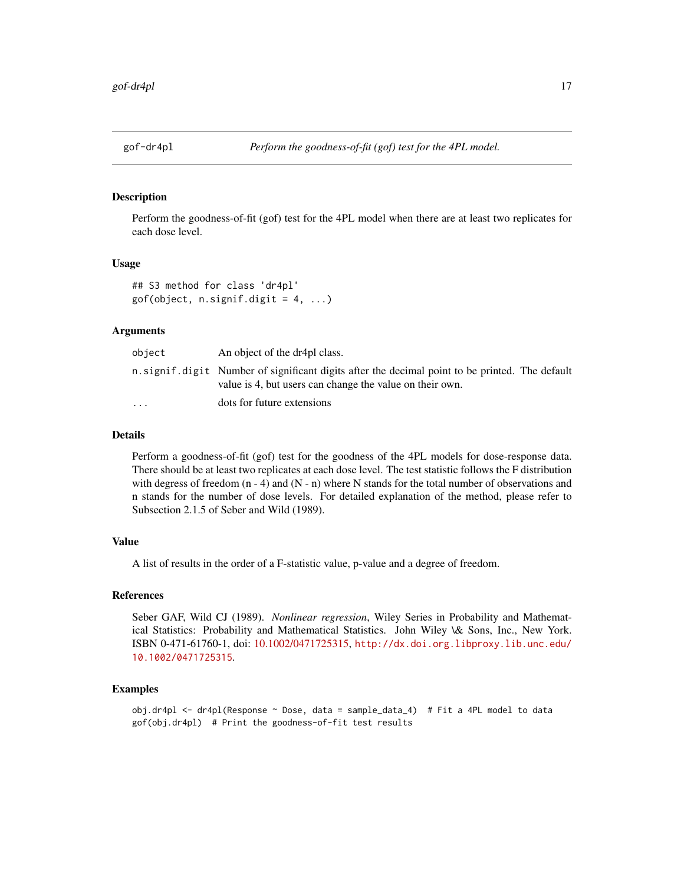## gof-dr4pl — *Perform the goodness-of-fit (gof) test for the 4PL model.*

### Description

Perform the goodness-of-fit (gof) test for the 4PL model when there are at least two replicates for each dose level.

### Usage

```
## S3 method for class 'dr4pl'
gof(object, n.signif.digit = 4, ...)
```

### Arguments

| | |
|---|---|
| `object` | An object of the dr4pl class. |
| `n.signif.digit` | Number of significant digits after the decimal point to be printed. The default value is 4, but users can change the value on their own. |
| `...` | dots for future extensions |

### Details

Perform a goodness-of-fit (gof) test for the goodness of the 4PL models for dose-response data. There should be at least two replicates at each dose level. The test statistic follows the F distribution with degress of freedom (n - 4) and (N - n) where N stands for the total number of observations and n stands for the number of dose levels. For detailed explanation of the method, please refer to Subsection 2.1.5 of Seber and Wild (1989).

### Value

A list of results in the order of a F-statistic value, p-value and a degree of freedom.

### References

Seber GAF, Wild CJ (1989). *Nonlinear regression*, Wiley Series in Probability and Mathematical Statistics: Probability and Mathematical Statistics. John Wiley \& Sons, Inc., New York. ISBN 0-471-61760-1, doi: 10.1002/0471725315, http://dx.doi.org.libproxy.lib.unc.edu/10.1002/0471725315.

### Examples

```
obj.dr4pl <- dr4pl(Response ~ Dose, data = sample_data_4)  # Fit a 4PL model to data
gof(obj.dr4pl)  # Print the goodness-of-fit test results
```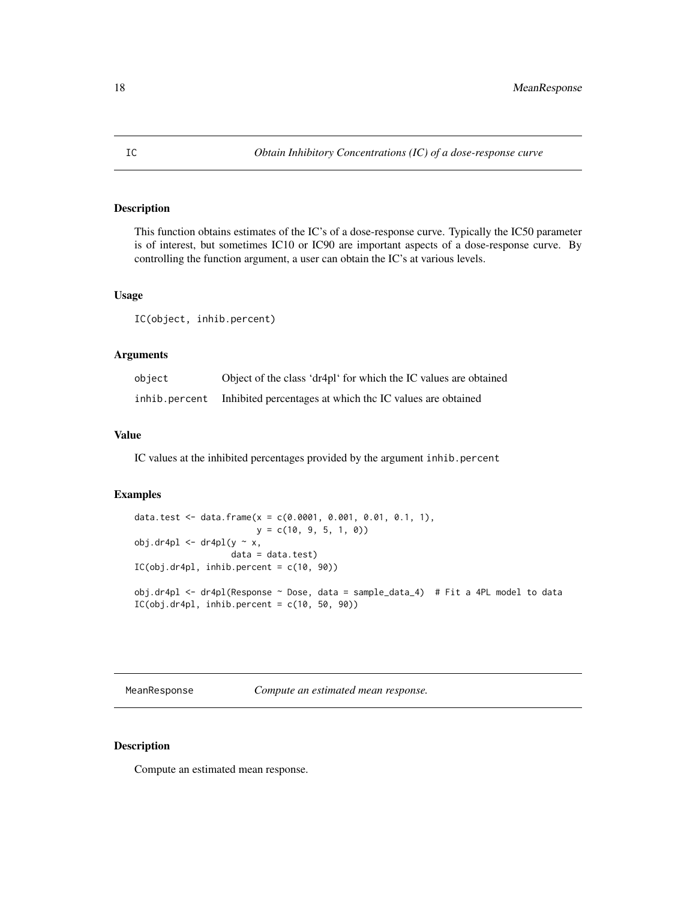## IC — *Obtain Inhibitory Concentrations (IC) of a dose-response curve*

### Description

This function obtains estimates of the IC's of a dose-response curve. Typically the IC50 parameter is of interest, but sometimes IC10 or IC90 are important aspects of a dose-response curve. By controlling the function argument, a user can obtain the IC's at various levels.

### Usage

```
IC(object, inhib.percent)
```

### Arguments

| | |
|---|---|
| object | Object of the class 'dr4pl' for which the IC values are obtained |
| inhib.percent | Inhibited percentages at which thc IC values are obtained |

### Value

IC values at the inhibited percentages provided by the argument inhib.percent

### Examples

```
data.test <- data.frame(x = c(0.0001, 0.001, 0.01, 0.1, 1),
                        y = c(10, 9, 5, 1, 0))
obj.dr4pl <- dr4pl(y ~ x,
                   data = data.test)
IC(obj.dr4pl, inhib.percent = c(10, 90))

obj.dr4pl <- dr4pl(Response ~ Dose, data = sample_data_4)  # Fit a 4PL model to data
IC(obj.dr4pl, inhib.percent = c(10, 50, 90))
```

## MeanResponse — *Compute an estimated mean response.*

### Description

Compute an estimated mean response.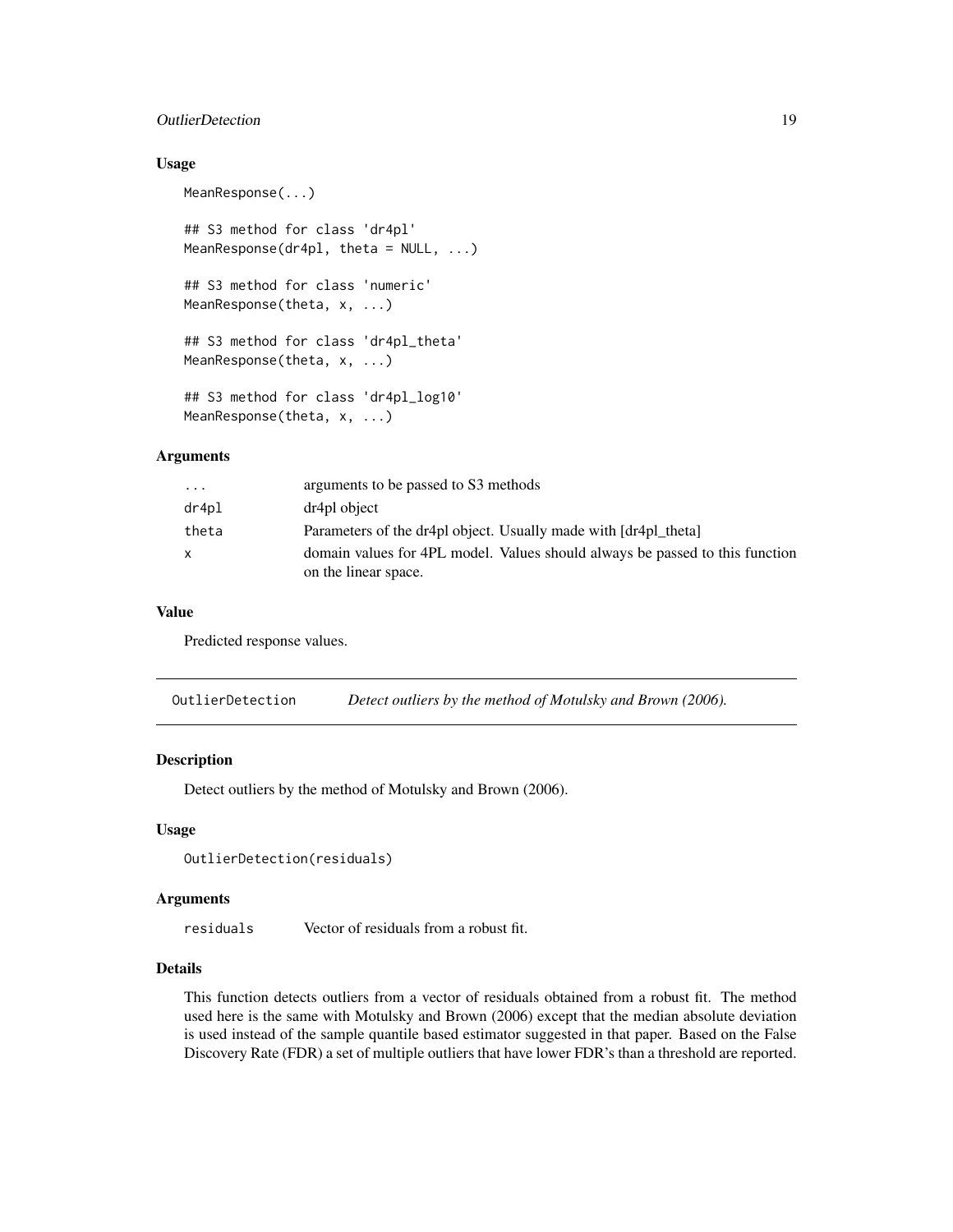### Usage

```
MeanResponse(...)

## S3 method for class 'dr4pl'
MeanResponse(dr4pl, theta = NULL, ...)

## S3 method for class 'numeric'
MeanResponse(theta, x, ...)

## S3 method for class 'dr4pl_theta'
MeanResponse(theta, x, ...)

## S3 method for class 'dr4pl_log10'
MeanResponse(theta, x, ...)
```

### Arguments

| | |
|---|---|
| `...` | arguments to be passed to S3 methods |
| `dr4pl` | dr4pl object |
| `theta` | Parameters of the dr4pl object. Usually made with [dr4pl_theta] |
| `x` | domain values for 4PL model. Values should always be passed to this function on the linear space. |

### Value

Predicted response values.

## OutlierDetection — *Detect outliers by the method of Motulsky and Brown (2006).*

### Description

Detect outliers by the method of Motulsky and Brown (2006).

### Usage

```
OutlierDetection(residuals)
```

### Arguments

| | |
|---|---|
| `residuals` | Vector of residuals from a robust fit. |

### Details

This function detects outliers from a vector of residuals obtained from a robust fit. The method used here is the same with Motulsky and Brown (2006) except that the median absolute deviation is used instead of the sample quantile based estimator suggested in that paper. Based on the False Discovery Rate (FDR) a set of multiple outliers that have lower FDR's than a threshold are reported.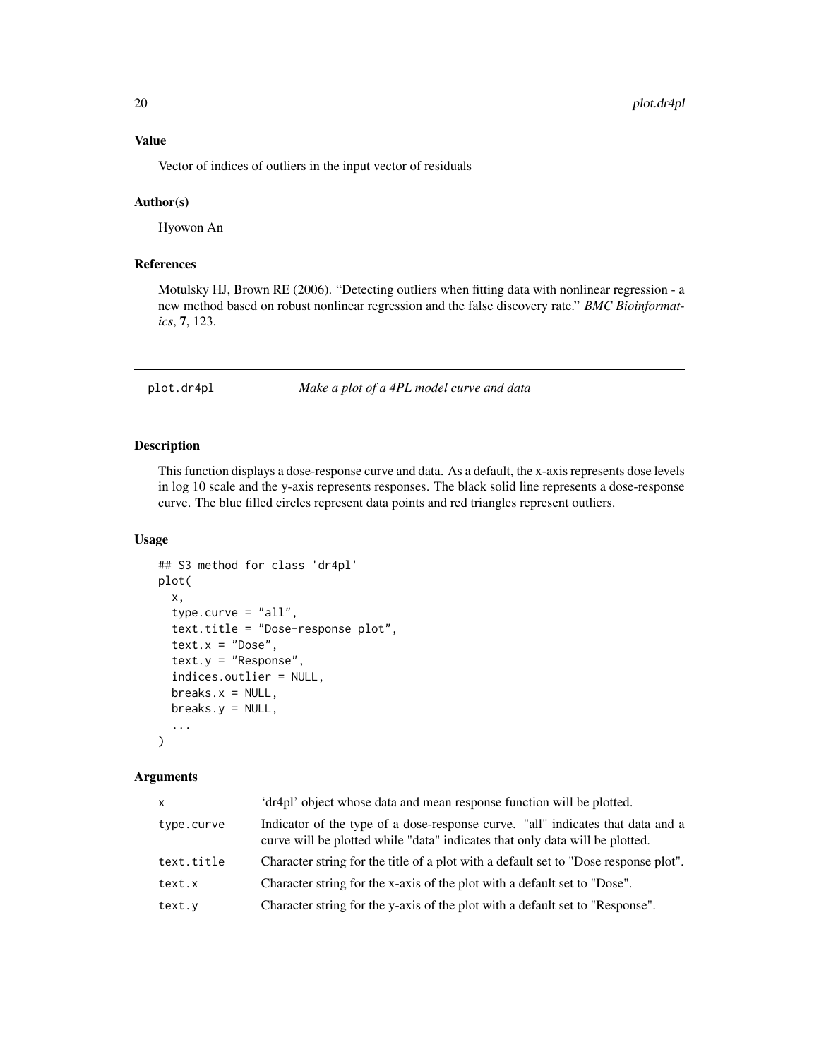### Value

Vector of indices of outliers in the input vector of residuals

### Author(s)

Hyowon An

### References

Motulsky HJ, Brown RE (2006). "Detecting outliers when fitting data with nonlinear regression - a new method based on robust nonlinear regression and the false discovery rate." *BMC Bioinformatics*, **7**, 123.

---

## plot.dr4pl — *Make a plot of a 4PL model curve and data*

---

### Description

This function displays a dose-response curve and data. As a default, the x-axis represents dose levels in log 10 scale and the y-axis represents responses. The black solid line represents a dose-response curve. The blue filled circles represent data points and red triangles represent outliers.

### Usage

```
## S3 method for class 'dr4pl'
plot(
  x,
  type.curve = "all",
  text.title = "Dose-response plot",
  text.x = "Dose",
  text.y = "Response",
  indices.outlier = NULL,
  breaks.x = NULL,
  breaks.y = NULL,
  ...
)
```

### Arguments

| | |
|---|---|
| `x` | 'dr4pl' object whose data and mean response function will be plotted. |
| `type.curve` | Indicator of the type of a dose-response curve. "all" indicates that data and a curve will be plotted while "data" indicates that only data will be plotted. |
| `text.title` | Character string for the title of a plot with a default set to "Dose response plot". |
| `text.x` | Character string for the x-axis of the plot with a default set to "Dose". |
| `text.y` | Character string for the y-axis of the plot with a default set to "Response". |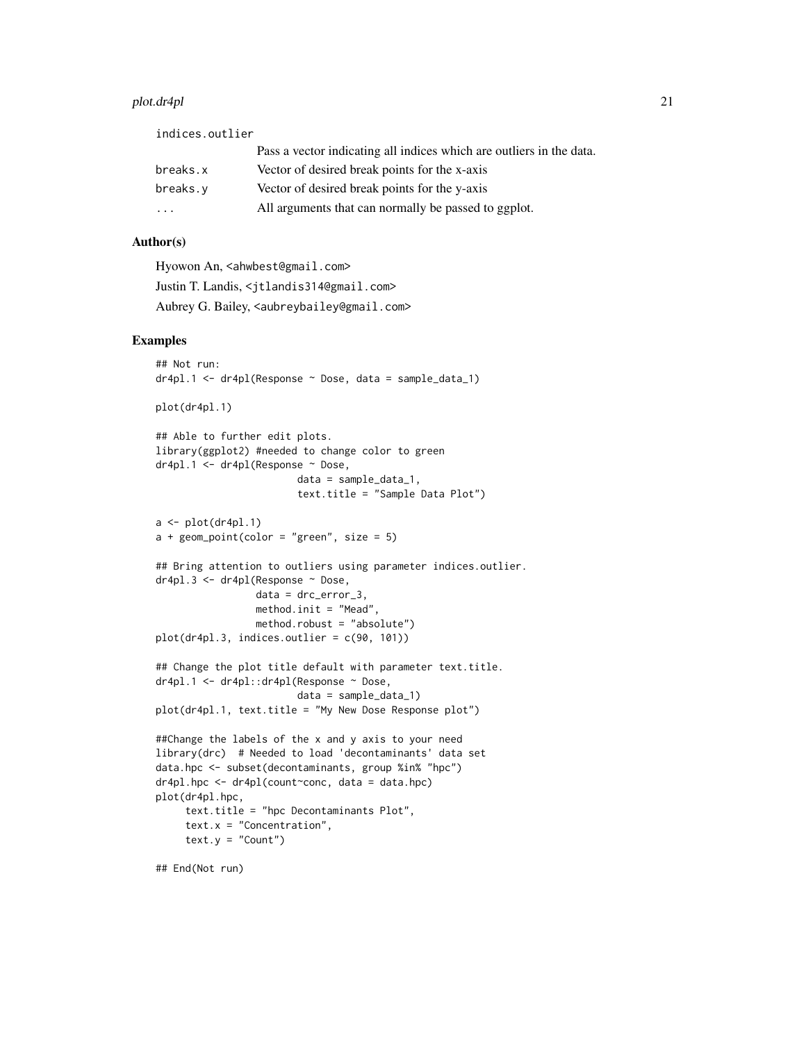| | |
|---|---|
| indices.outlier | Pass a vector indicating all indices which are outliers in the data. |
| breaks.x | Vector of desired break points for the x-axis |
| breaks.y | Vector of desired break points for the y-axis |
| ... | All arguments that can normally be passed to ggplot. |

## Author(s)

Hyowon An, <ahwbest@gmail.com>

Justin T. Landis, <jtlandis314@gmail.com>

Aubrey G. Bailey, <aubreybailey@gmail.com>

## Examples

```
## Not run:
dr4pl.1 <- dr4pl(Response ~ Dose, data = sample_data_1)

plot(dr4pl.1)

## Able to further edit plots.
library(ggplot2) #needed to change color to green
dr4pl.1 <- dr4pl(Response ~ Dose,
                        data = sample_data_1,
                        text.title = "Sample Data Plot")

a <- plot(dr4pl.1)
a + geom_point(color = "green", size = 5)

## Bring attention to outliers using parameter indices.outlier.
dr4pl.3 <- dr4pl(Response ~ Dose,
                 data = drc_error_3,
                 method.init = "Mead",
                 method.robust = "absolute")
plot(dr4pl.3, indices.outlier = c(90, 101))

## Change the plot title default with parameter text.title.
dr4pl.1 <- dr4pl::dr4pl(Response ~ Dose,
                        data = sample_data_1)
plot(dr4pl.1, text.title = "My New Dose Response plot")

##Change the labels of the x and y axis to your need
library(drc)  # Needed to load 'decontaminants' data set
data.hpc <- subset(decontaminants, group %in% "hpc")
dr4pl.hpc <- dr4pl(count~conc, data = data.hpc)
plot(dr4pl.hpc,
     text.title = "hpc Decontaminants Plot",
     text.x = "Concentration",
     text.y = "Count")

## End(Not run)
```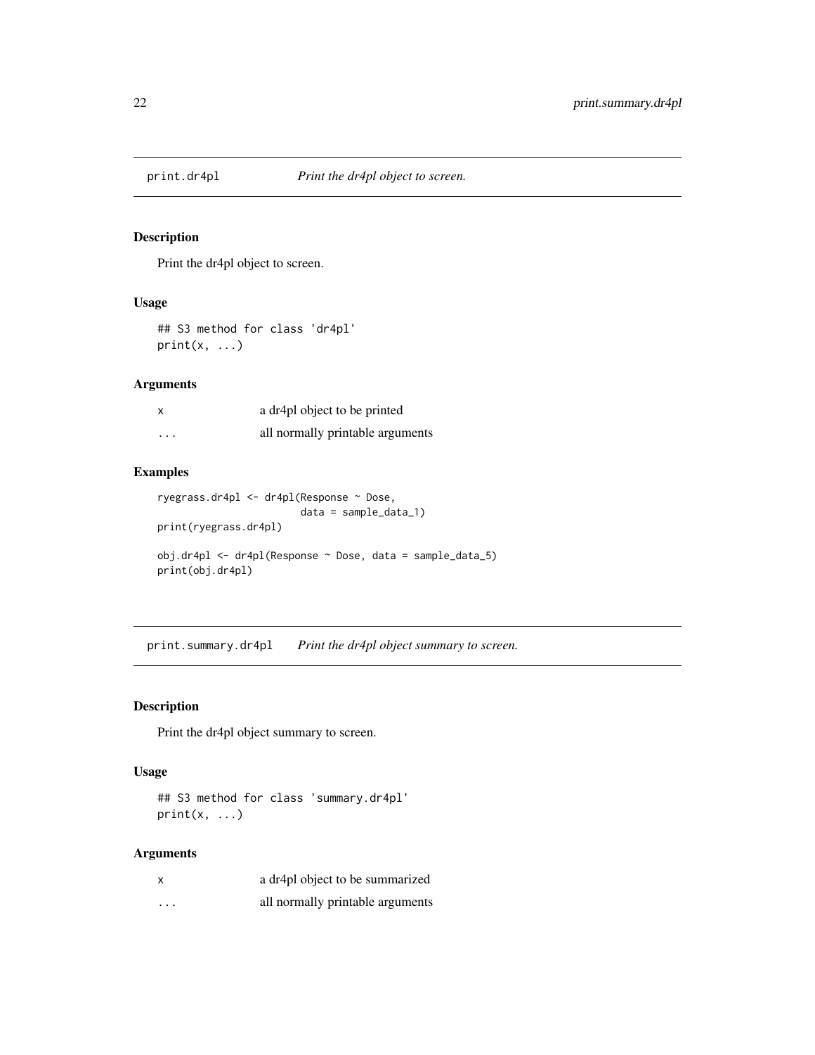## print.dr4pl — *Print the dr4pl object to screen.*

### Description

Print the dr4pl object to screen.

### Usage

```
## S3 method for class 'dr4pl'
print(x, ...)
```

### Arguments

| | |
|---|---|
| x | a dr4pl object to be printed |
| ... | all normally printable arguments |

### Examples

```
ryegrass.dr4pl <- dr4pl(Response ~ Dose,
                        data = sample_data_1)
print(ryegrass.dr4pl)

obj.dr4pl <- dr4pl(Response ~ Dose, data = sample_data_5)
print(obj.dr4pl)
```

## print.summary.dr4pl — *Print the dr4pl object summary to screen.*

### Description

Print the dr4pl object summary to screen.

### Usage

```
## S3 method for class 'summary.dr4pl'
print(x, ...)
```

### Arguments

| | |
|---|---|
| x | a dr4pl object to be summarized |
| ... | all normally printable arguments |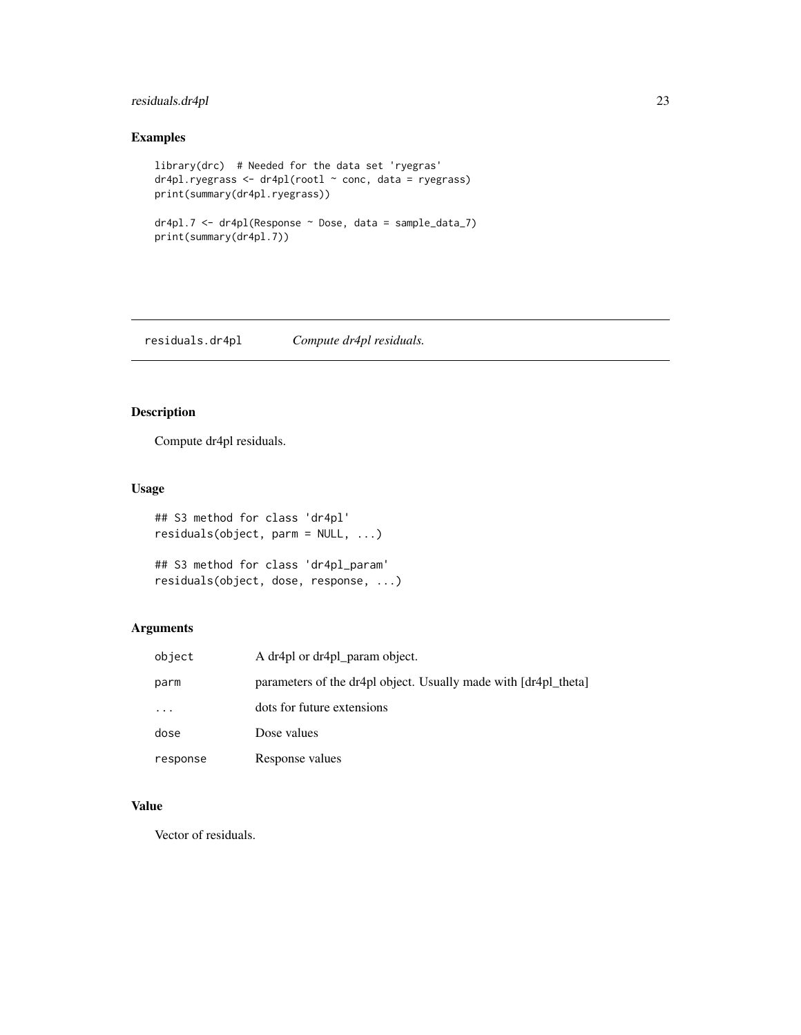## Examples

```
library(drc)  # Needed for the data set 'ryegras'
dr4pl.ryegrass <- dr4pl(rootl ~ conc, data = ryegrass)
print(summary(dr4pl.ryegrass))

dr4pl.7 <- dr4pl(Response ~ Dose, data = sample_data_7)
print(summary(dr4pl.7))
```

---

# residuals.dr4pl    *Compute dr4pl residuals.*

---

## Description

Compute dr4pl residuals.

## Usage

```
## S3 method for class 'dr4pl'
residuals(object, parm = NULL, ...)

## S3 method for class 'dr4pl_param'
residuals(object, dose, response, ...)
```

## Arguments

| | |
|---|---|
| object | A dr4pl or dr4pl_param object. |
| parm | parameters of the dr4pl object. Usually made with [dr4pl_theta] |
| ... | dots for future extensions |
| dose | Dose values |
| response | Response values |

## Value

Vector of residuals.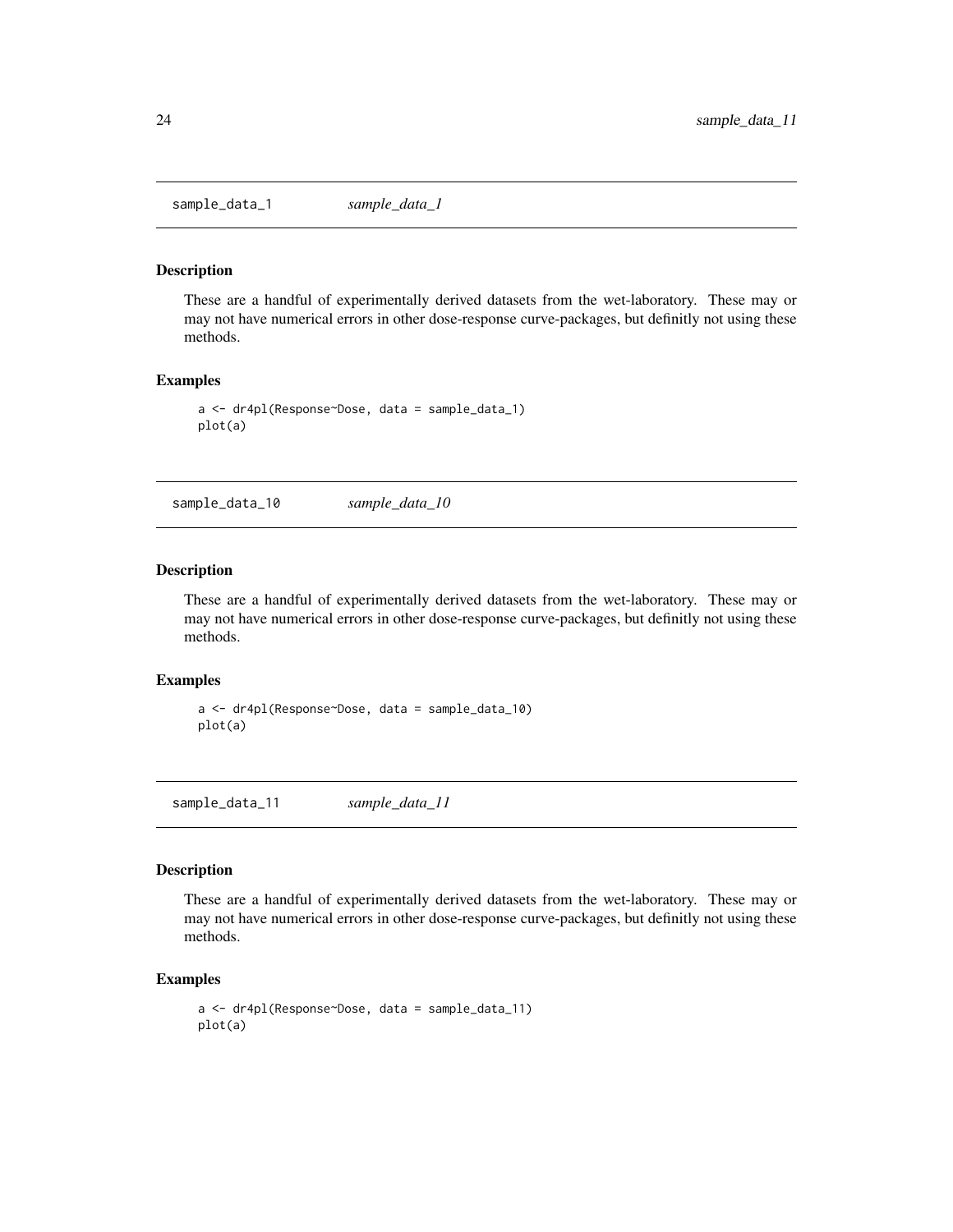## sample_data_1 *sample_data_1*

### Description

These are a handful of experimentally derived datasets from the wet-laboratory. These may or may not have numerical errors in other dose-response curve-packages, but definitly not using these methods.

### Examples

```
a <- dr4pl(Response~Dose, data = sample_data_1)
plot(a)
```

## sample_data_10 *sample_data_10*

### Description

These are a handful of experimentally derived datasets from the wet-laboratory. These may or may not have numerical errors in other dose-response curve-packages, but definitly not using these methods.

### Examples

```
a <- dr4pl(Response~Dose, data = sample_data_10)
plot(a)
```

## sample_data_11 *sample_data_11*

### Description

These are a handful of experimentally derived datasets from the wet-laboratory. These may or may not have numerical errors in other dose-response curve-packages, but definitly not using these methods.

### Examples

```
a <- dr4pl(Response~Dose, data = sample_data_11)
plot(a)
```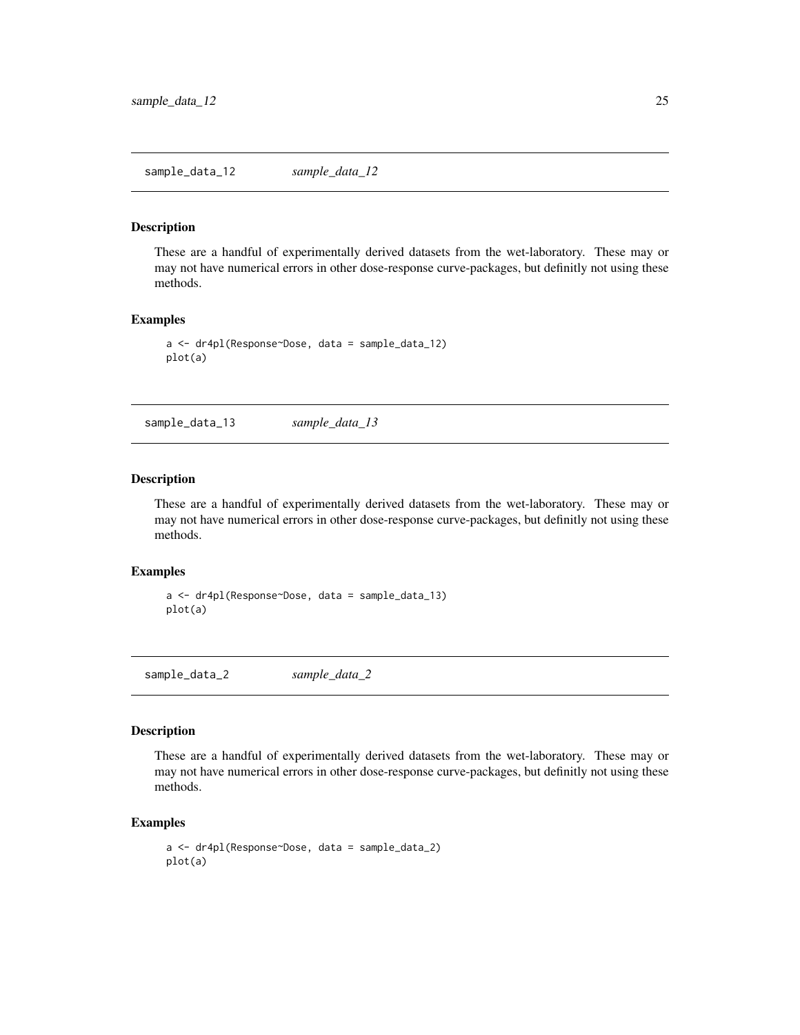## sample_data_12 *sample_data_12*

### Description

These are a handful of experimentally derived datasets from the wet-laboratory. These may or may not have numerical errors in other dose-response curve-packages, but definitly not using these methods.

### Examples

```
a <- dr4pl(Response~Dose, data = sample_data_12)
plot(a)
```

## sample_data_13 *sample_data_13*

### Description

These are a handful of experimentally derived datasets from the wet-laboratory. These may or may not have numerical errors in other dose-response curve-packages, but definitly not using these methods.

### Examples

```
a <- dr4pl(Response~Dose, data = sample_data_13)
plot(a)
```

## sample_data_2 *sample_data_2*

### Description

These are a handful of experimentally derived datasets from the wet-laboratory. These may or may not have numerical errors in other dose-response curve-packages, but definitly not using these methods.

### Examples

```
a <- dr4pl(Response~Dose, data = sample_data_2)
plot(a)
```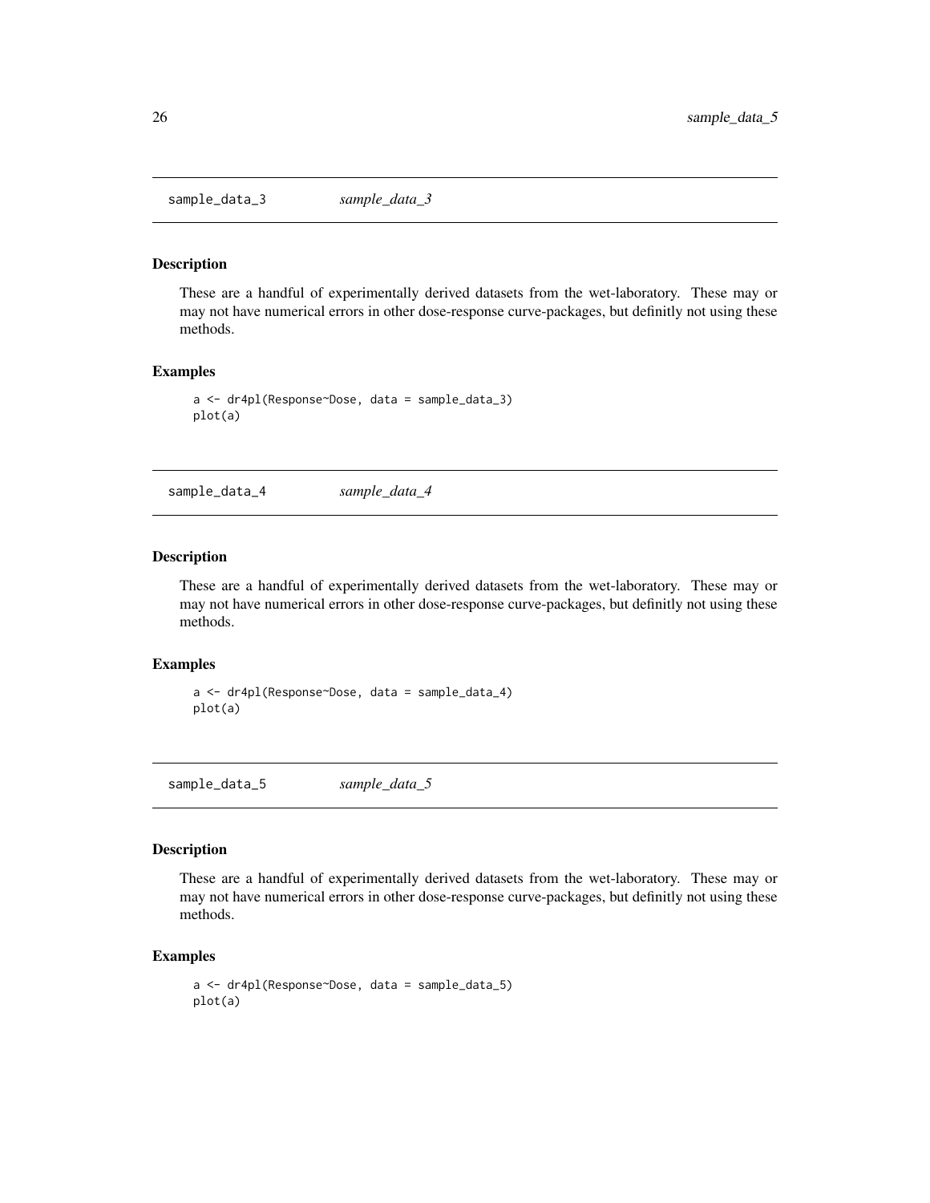## sample_data_3 *sample_data_3*

### Description

These are a handful of experimentally derived datasets from the wet-laboratory. These may or may not have numerical errors in other dose-response curve-packages, but definitly not using these methods.

### Examples

```
a <- dr4pl(Response~Dose, data = sample_data_3)
plot(a)
```

## sample_data_4 *sample_data_4*

### Description

These are a handful of experimentally derived datasets from the wet-laboratory. These may or may not have numerical errors in other dose-response curve-packages, but definitly not using these methods.

### Examples

```
a <- dr4pl(Response~Dose, data = sample_data_4)
plot(a)
```

## sample_data_5 *sample_data_5*

### Description

These are a handful of experimentally derived datasets from the wet-laboratory. These may or may not have numerical errors in other dose-response curve-packages, but definitly not using these methods.

### Examples

```
a <- dr4pl(Response~Dose, data = sample_data_5)
plot(a)
```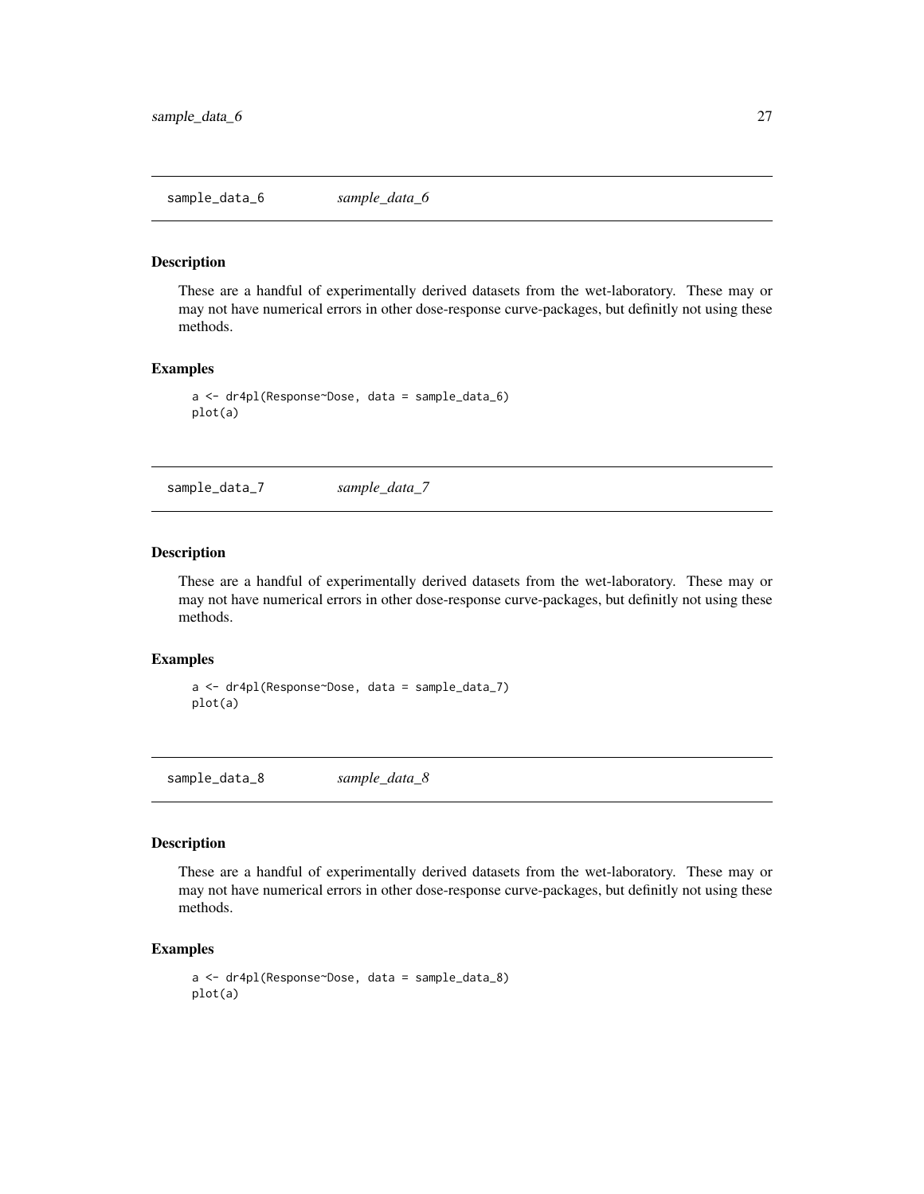## sample_data_6 *sample_data_6*

### Description

These are a handful of experimentally derived datasets from the wet-laboratory. These may or may not have numerical errors in other dose-response curve-packages, but definitly not using these methods.

### Examples

```
a <- dr4pl(Response~Dose, data = sample_data_6)
plot(a)
```

## sample_data_7 *sample_data_7*

### Description

These are a handful of experimentally derived datasets from the wet-laboratory. These may or may not have numerical errors in other dose-response curve-packages, but definitly not using these methods.

### Examples

```
a <- dr4pl(Response~Dose, data = sample_data_7)
plot(a)
```

## sample_data_8 *sample_data_8*

### Description

These are a handful of experimentally derived datasets from the wet-laboratory. These may or may not have numerical errors in other dose-response curve-packages, but definitly not using these methods.

### Examples

```
a <- dr4pl(Response~Dose, data = sample_data_8)
plot(a)
```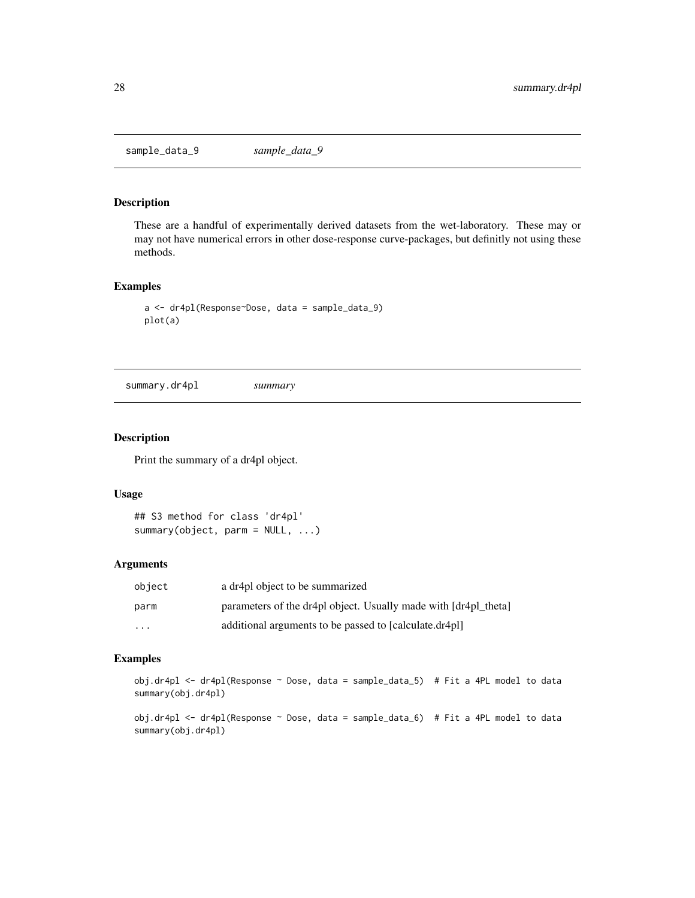## sample_data_9 *sample_data_9*

### Description

These are a handful of experimentally derived datasets from the wet-laboratory. These may or may not have numerical errors in other dose-response curve-packages, but definitly not using these methods.

### Examples

```
a <- dr4pl(Response~Dose, data = sample_data_9)
plot(a)
```

## summary.dr4pl *summary*

### Description

Print the summary of a dr4pl object.

### Usage

```
## S3 method for class 'dr4pl'
summary(object, parm = NULL, ...)
```

### Arguments

| | |
|---|---|
| object | a dr4pl object to be summarized |
| parm | parameters of the dr4pl object. Usually made with [dr4pl_theta] |
| ... | additional arguments to be passed to [calculate.dr4pl] |

### Examples

```
obj.dr4pl <- dr4pl(Response ~ Dose, data = sample_data_5)  # Fit a 4PL model to data
summary(obj.dr4pl)

obj.dr4pl <- dr4pl(Response ~ Dose, data = sample_data_6)  # Fit a 4PL model to data
summary(obj.dr4pl)
```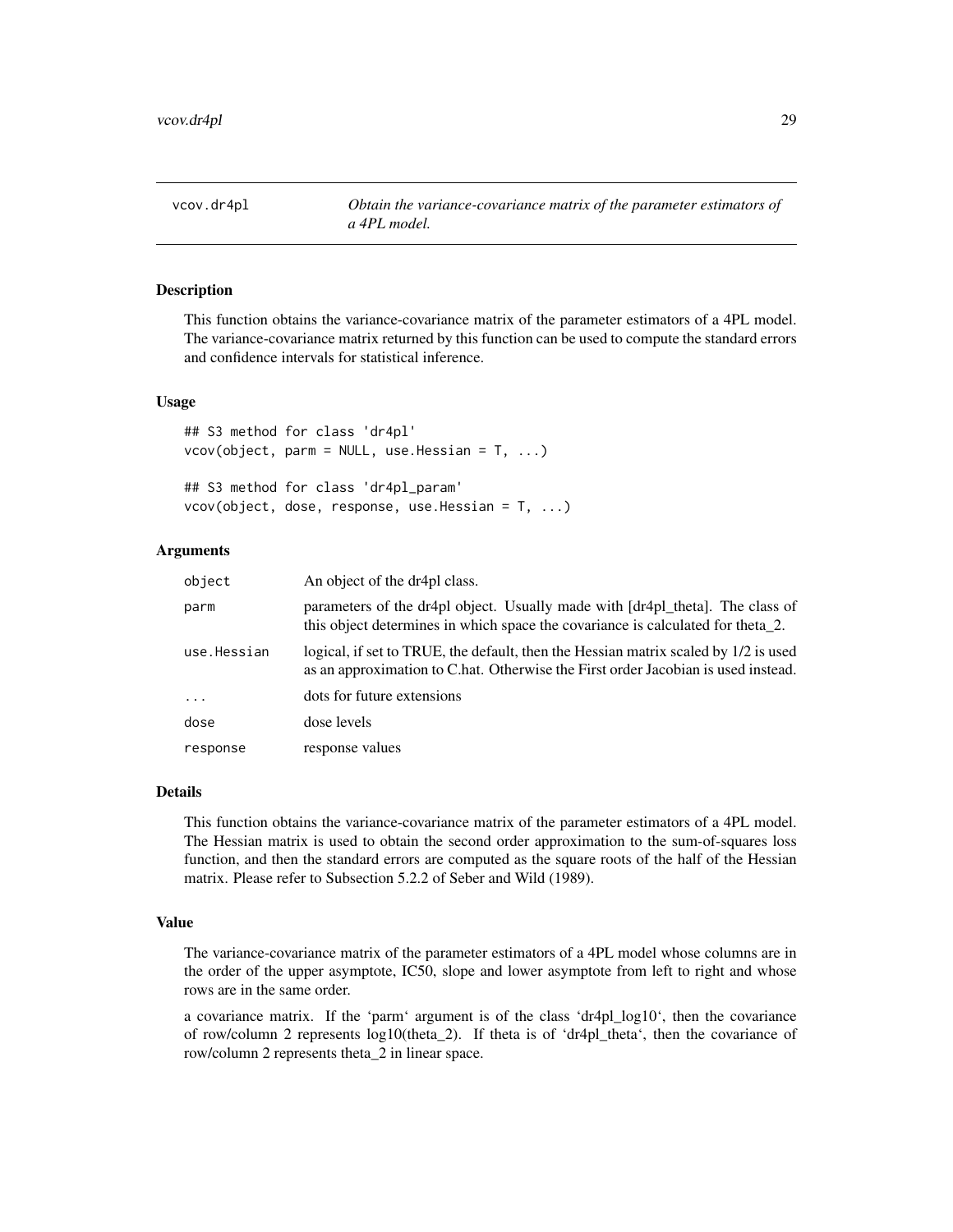# vcov.dr4pl

*Obtain the variance-covariance matrix of the parameter estimators of a 4PL model.*

## Description

This function obtains the variance-covariance matrix of the parameter estimators of a 4PL model. The variance-covariance matrix returned by this function can be used to compute the standard errors and confidence intervals for statistical inference.

## Usage

```
## S3 method for class 'dr4pl'
vcov(object, parm = NULL, use.Hessian = T, ...)

## S3 method for class 'dr4pl_param'
vcov(object, dose, response, use.Hessian = T, ...)
```

## Arguments

| | |
|---|---|
| object | An object of the dr4pl class. |
| parm | parameters of the dr4pl object. Usually made with [dr4pl_theta]. The class of this object determines in which space the covariance is calculated for theta_2. |
| use.Hessian | logical, if set to TRUE, the default, then the Hessian matrix scaled by 1/2 is used as an approximation to C.hat. Otherwise the First order Jacobian is used instead. |
| ... | dots for future extensions |
| dose | dose levels |
| response | response values |

## Details

This function obtains the variance-covariance matrix of the parameter estimators of a 4PL model. The Hessian matrix is used to obtain the second order approximation to the sum-of-squares loss function, and then the standard errors are computed as the square roots of the half of the Hessian matrix. Please refer to Subsection 5.2.2 of Seber and Wild (1989).

## Value

The variance-covariance matrix of the parameter estimators of a 4PL model whose columns are in the order of the upper asymptote, IC50, slope and lower asymptote from left to right and whose rows are in the same order.

a covariance matrix. If the 'parm' argument is of the class 'dr4pl_log10', then the covariance of row/column 2 represents log10(theta_2). If theta is of 'dr4pl_theta', then the covariance of row/column 2 represents theta_2 in linear space.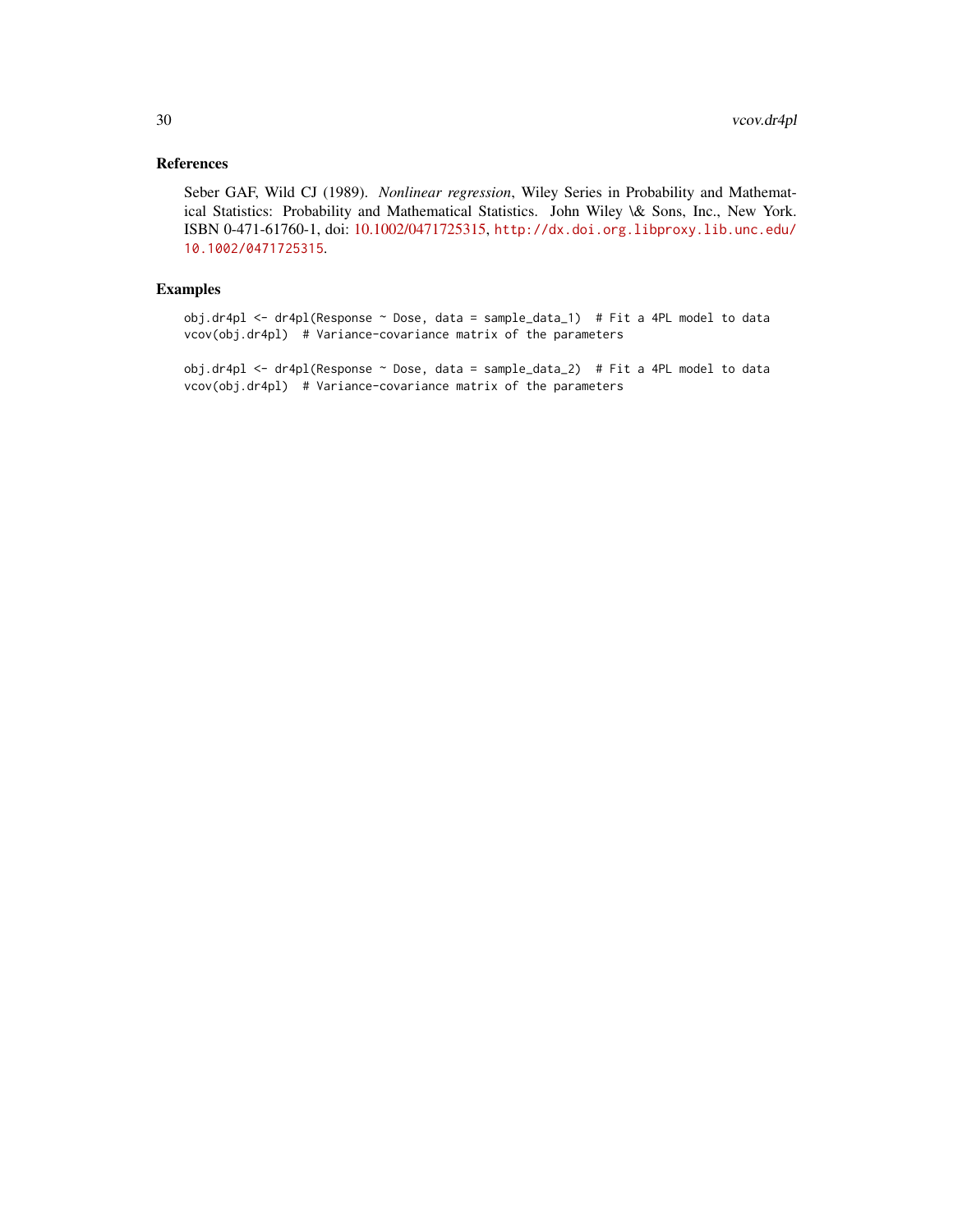## References

Seber GAF, Wild CJ (1989). *Nonlinear regression*, Wiley Series in Probability and Mathematical Statistics: Probability and Mathematical Statistics. John Wiley \& Sons, Inc., New York. ISBN 0-471-61760-1, doi: 10.1002/0471725315, http://dx.doi.org.libproxy.lib.unc.edu/10.1002/0471725315.

## Examples

```
obj.dr4pl <- dr4pl(Response ~ Dose, data = sample_data_1)  # Fit a 4PL model to data
vcov(obj.dr4pl)  # Variance-covariance matrix of the parameters

obj.dr4pl <- dr4pl(Response ~ Dose, data = sample_data_2)  # Fit a 4PL model to data
vcov(obj.dr4pl)  # Variance-covariance matrix of the parameters
```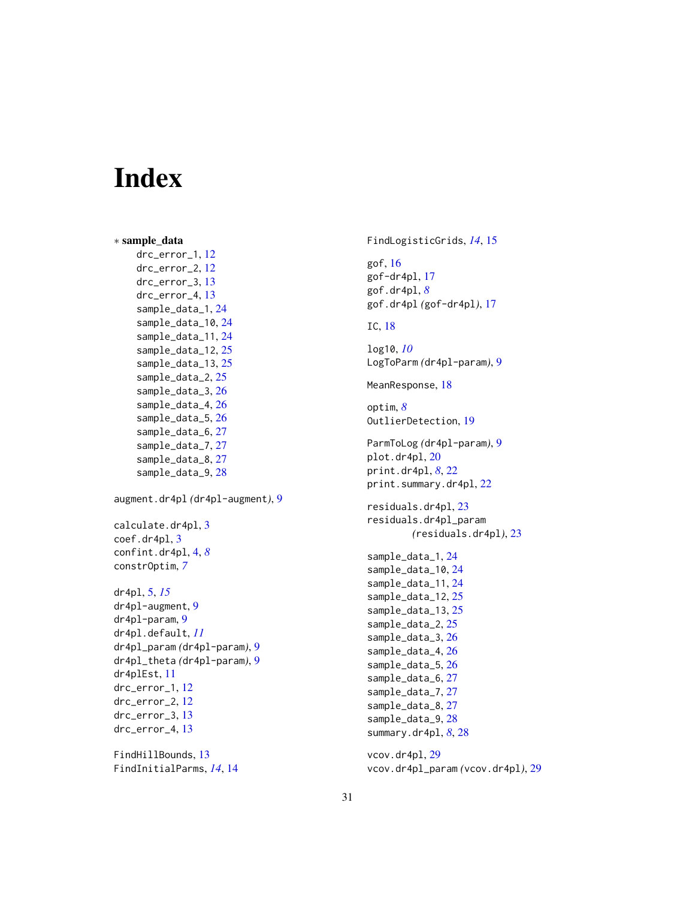# Index

∗ **sample_data**
- drc_error_1, 12
- drc_error_2, 12
- drc_error_3, 13
- drc_error_4, 13
- sample_data_1, 24
- sample_data_10, 24
- sample_data_11, 24
- sample_data_12, 25
- sample_data_13, 25
- sample_data_2, 25
- sample_data_3, 26
- sample_data_4, 26
- sample_data_5, 26
- sample_data_6, 27
- sample_data_7, 27
- sample_data_8, 27
- sample_data_9, 28

augment.dr4pl *(*dr4pl-augment*)*, 9

calculate.dr4pl, 3
coef.dr4pl, 3
confint.dr4pl, 4, *8*
constrOptim, *7*

dr4pl, 5, *15*
dr4pl-augment, 9
dr4pl-param, 9
dr4pl.default, *11*
dr4pl_param *(*dr4pl-param*)*, 9
dr4pl_theta *(*dr4pl-param*)*, 9
dr4plEst, 11
drc_error_1, 12
drc_error_2, 12
drc_error_3, 13
drc_error_4, 13

FindHillBounds, 13
FindInitialParms, *14*, 14
FindLogisticGrids, *14*, 15

gof, 16
gof-dr4pl, 17
gof.dr4pl, *8*
gof.dr4pl *(*gof-dr4pl*)*, 17

IC, 18

log10, *10*
LogToParm *(*dr4pl-param*)*, 9

MeanResponse, 18

optim, *8*
OutlierDetection, 19

ParmToLog *(*dr4pl-param*)*, 9
plot.dr4pl, 20
print.dr4pl, *8*, 22
print.summary.dr4pl, 22

residuals.dr4pl, 23
residuals.dr4pl_param *(*residuals.dr4pl*)*, 23

sample_data_1, 24
sample_data_10, 24
sample_data_11, 24
sample_data_12, 25
sample_data_13, 25
sample_data_2, 25
sample_data_3, 26
sample_data_4, 26
sample_data_5, 26
sample_data_6, 27
sample_data_7, 27
sample_data_8, 27
sample_data_9, 28
summary.dr4pl, *8*, 28

vcov.dr4pl, 29
vcov.dr4pl_param *(*vcov.dr4pl*)*, 29